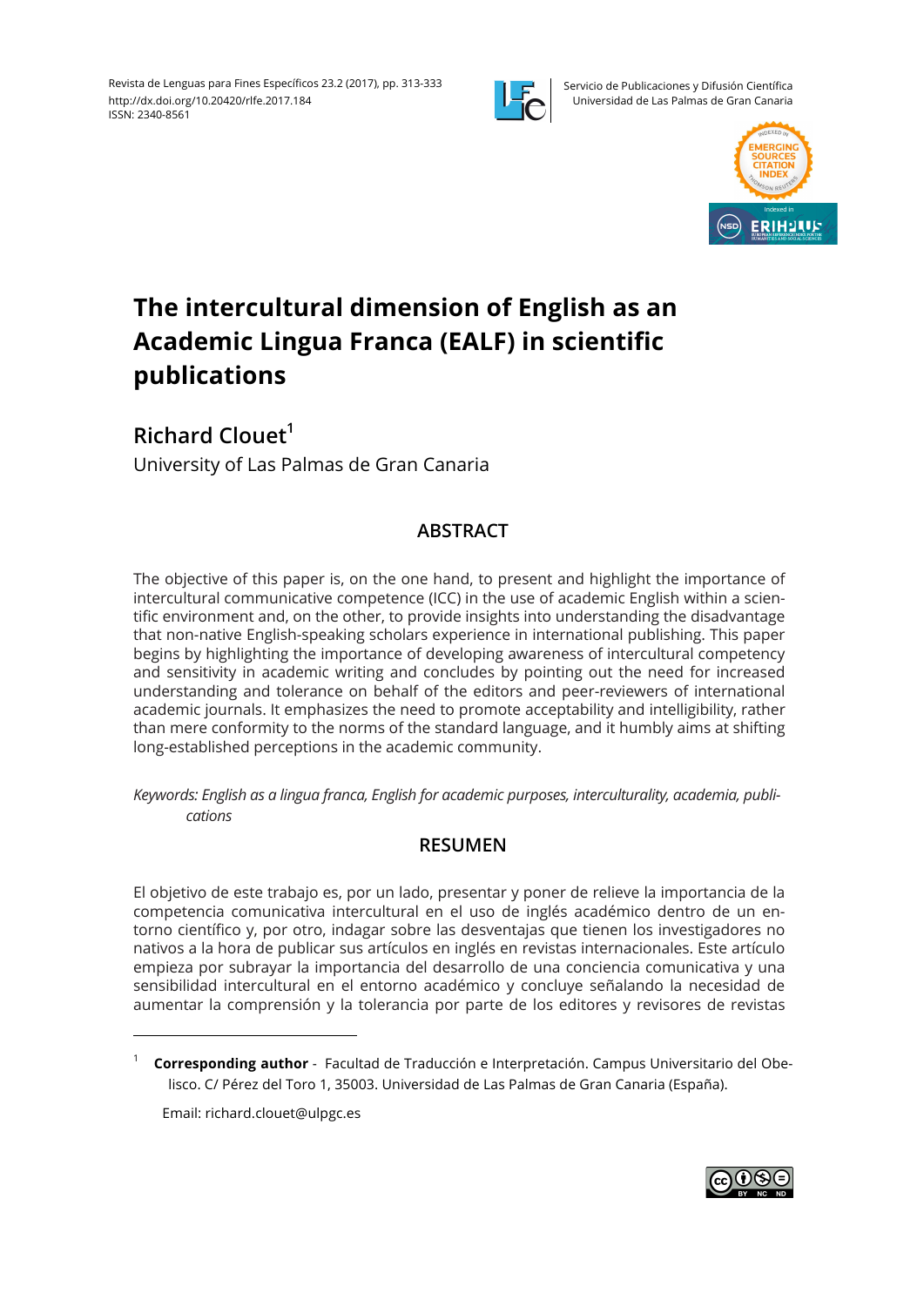# The intercultural dimension of English as an Academic Lingua Franca (EALF) in scientific publications

## Richard Clouet[1]

University of Las Palmas de Gran Canaria

### ABSTRACT

The objective of this paper is, on the one hand, to present and highlight the importance of intercultural communicative competence (ICC) in the use of academic English within a scientific environment and, on the other, to provide insights into understanding the disadvantage that non-native English-speaking scholars experience in international publishing. This paper begins by highlighting the importance of developing awareness of intercultural competency and sensitivity in academic writing and concludes by pointing out the need for increased understanding and tolerance on behalf of the editors and peer-reviewers of international academic journals. It emphasizes the need to promote acceptability and intelligibility, rather than mere conformity to the norms of the standard language, and it humbly aims at shifting long-established perceptions in the academic community.

*Keywords: English as a lingua franca, English for academic purposes, interculturality, academia, publications*

### RESUMEN

El objetivo de este trabajo es, por un lado, presentar y poner de relieve la importancia de la competencia comunicativa intercultural en el uso de inglés académico dentro de un entorno científico y, por otro, indagar sobre las desventajas que tienen los investigadores no nativos a la hora de publicar sus artículos en inglés en revistas internacionales. Este artículo empieza por subrayar la importancia del desarrollo de una conciencia comunicativa y una sensibilidad intercultural en el entorno académico y concluye señalando la necesidad de aumentar la comprensión y la tolerancia por parte de los editores y revisores de revistas

---

[1] **Corresponding author** - Facultad de Traducción e Interpretación. Campus Universitario del Obelisco. C/ Pérez del Toro 1, 35003. Universidad de Las Palmas de Gran Canaria (España).

Email: richard.clouet@ulpgc.es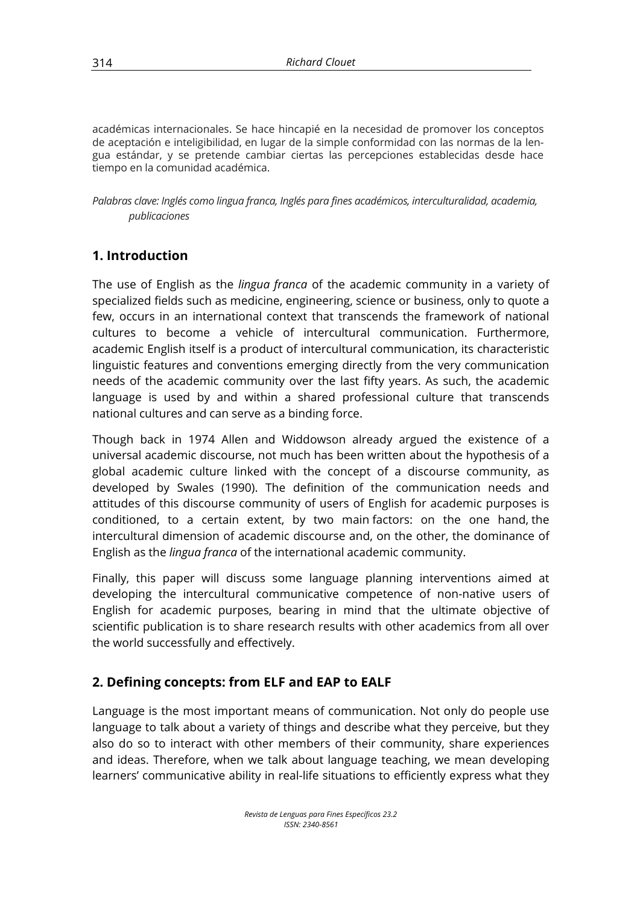académicas internacionales. Se hace hincapié en la necesidad de promover los conceptos de aceptación e inteligibilidad, en lugar de la simple conformidad con las normas de la lengua estándar, y se pretende cambiar ciertas las percepciones establecidas desde hace tiempo en la comunidad académica.

*Palabras clave: Inglés como lingua franca, Inglés para fines académicos, interculturalidad, academia, publicaciones*

## 1. Introduction

The use of English as the *lingua franca* of the academic community in a variety of specialized fields such as medicine, engineering, science or business, only to quote a few, occurs in an international context that transcends the framework of national cultures to become a vehicle of intercultural communication. Furthermore, academic English itself is a product of intercultural communication, its characteristic linguistic features and conventions emerging directly from the very communication needs of the academic community over the last fifty years. As such, the academic language is used by and within a shared professional culture that transcends national cultures and can serve as a binding force.

Though back in 1974 Allen and Widdowson already argued the existence of a universal academic discourse, not much has been written about the hypothesis of a global academic culture linked with the concept of a discourse community, as developed by Swales (1990). The definition of the communication needs and attitudes of this discourse community of users of English for academic purposes is conditioned, to a certain extent, by two main factors: on the one hand, the intercultural dimension of academic discourse and, on the other, the dominance of English as the *lingua franca* of the international academic community.

Finally, this paper will discuss some language planning interventions aimed at developing the intercultural communicative competence of non-native users of English for academic purposes, bearing in mind that the ultimate objective of scientific publication is to share research results with other academics from all over the world successfully and effectively.

## 2. Defining concepts: from ELF and EAP to EALF

Language is the most important means of communication. Not only do people use language to talk about a variety of things and describe what they perceive, but they also do so to interact with other members of their community, share experiences and ideas. Therefore, when we talk about language teaching, we mean developing learners' communicative ability in real-life situations to efficiently express what they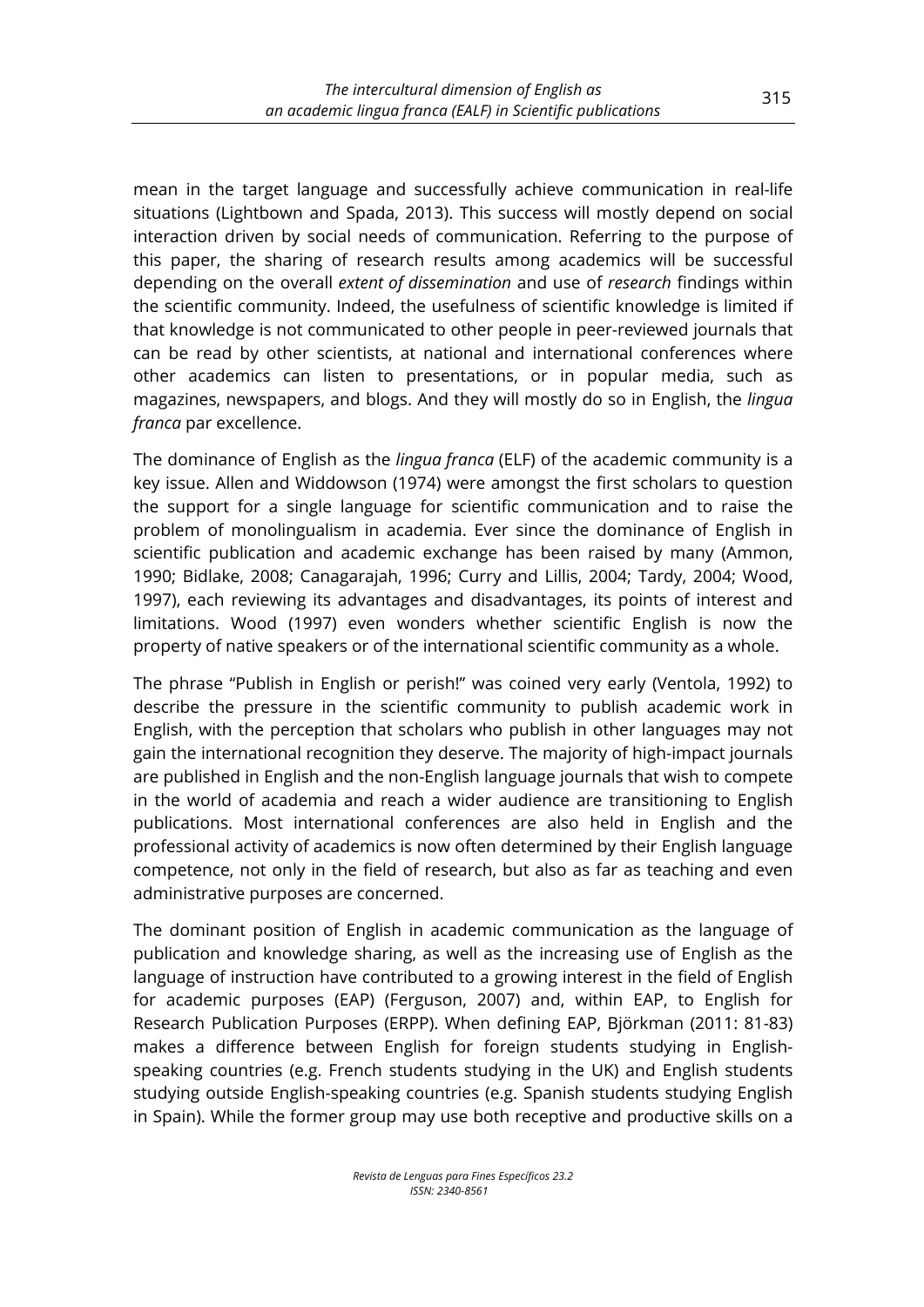mean in the target language and successfully achieve communication in real-life situations (Lightbown and Spada, 2013). This success will mostly depend on social interaction driven by social needs of communication. Referring to the purpose of this paper, the sharing of research results among academics will be successful depending on the overall *extent of dissemination* and use of *research* findings within the scientific community. Indeed, the usefulness of scientific knowledge is limited if that knowledge is not communicated to other people in peer-reviewed journals that can be read by other scientists, at national and international conferences where other academics can listen to presentations, or in popular media, such as magazines, newspapers, and blogs. And they will mostly do so in English, the *lingua franca* par excellence.

The dominance of English as the *lingua franca* (ELF) of the academic community is a key issue. Allen and Widdowson (1974) were amongst the first scholars to question the support for a single language for scientific communication and to raise the problem of monolingualism in academia. Ever since the dominance of English in scientific publication and academic exchange has been raised by many (Ammon, 1990; Bidlake, 2008; Canagarajah, 1996; Curry and Lillis, 2004; Tardy, 2004; Wood, 1997), each reviewing its advantages and disadvantages, its points of interest and limitations. Wood (1997) even wonders whether scientific English is now the property of native speakers or of the international scientific community as a whole.

The phrase "Publish in English or perish!" was coined very early (Ventola, 1992) to describe the pressure in the scientific community to publish academic work in English, with the perception that scholars who publish in other languages may not gain the international recognition they deserve. The majority of high-impact journals are published in English and the non-English language journals that wish to compete in the world of academia and reach a wider audience are transitioning to English publications. Most international conferences are also held in English and the professional activity of academics is now often determined by their English language competence, not only in the field of research, but also as far as teaching and even administrative purposes are concerned.

The dominant position of English in academic communication as the language of publication and knowledge sharing, as well as the increasing use of English as the language of instruction have contributed to a growing interest in the field of English for academic purposes (EAP) (Ferguson, 2007) and, within EAP, to English for Research Publication Purposes (ERPP). When defining EAP, Björkman (2011: 81-83) makes a difference between English for foreign students studying in English-speaking countries (e.g. French students studying in the UK) and English students studying outside English-speaking countries (e.g. Spanish students studying English in Spain). While the former group may use both receptive and productive skills on a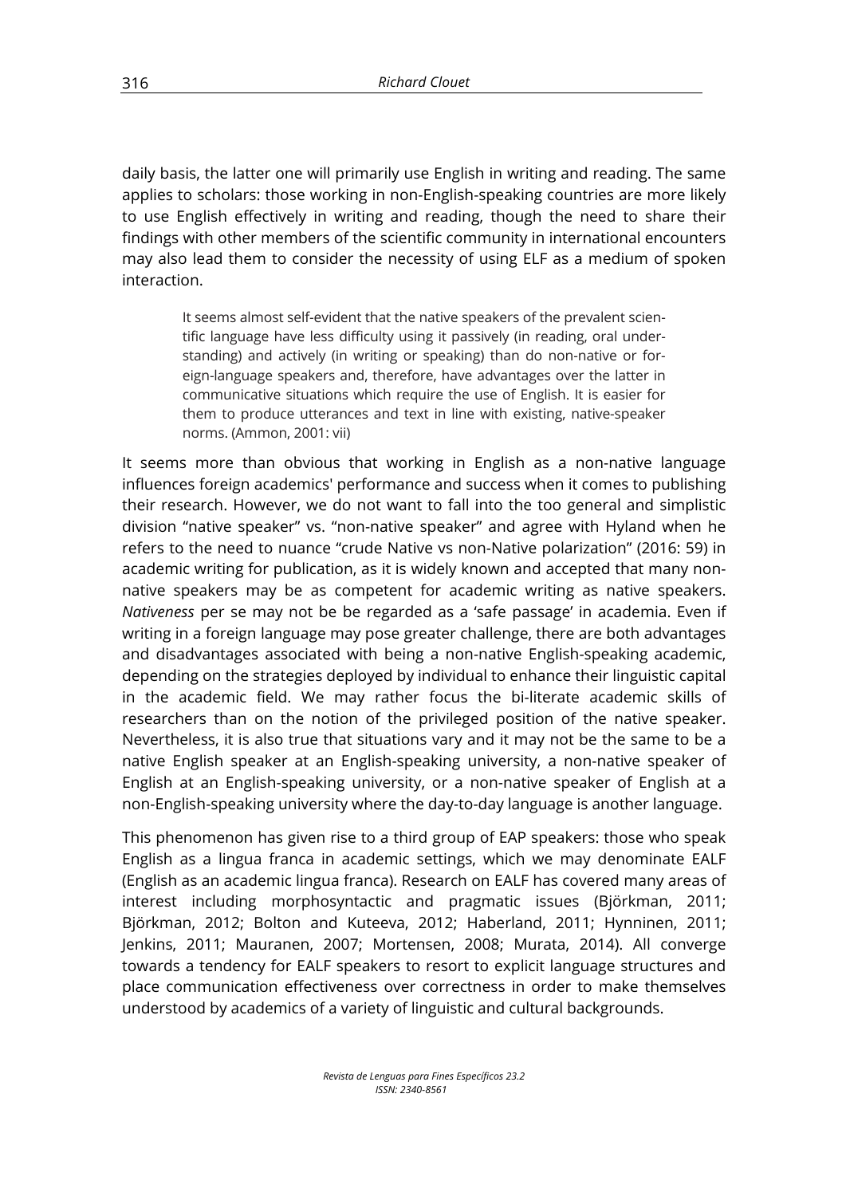daily basis, the latter one will primarily use English in writing and reading. The same applies to scholars: those working in non-English-speaking countries are more likely to use English effectively in writing and reading, though the need to share their findings with other members of the scientific community in international encounters may also lead them to consider the necessity of using ELF as a medium of spoken interaction.

> It seems almost self-evident that the native speakers of the prevalent scientific language have less difficulty using it passively (in reading, oral understanding) and actively (in writing or speaking) than do non-native or foreign-language speakers and, therefore, have advantages over the latter in communicative situations which require the use of English. It is easier for them to produce utterances and text in line with existing, native-speaker norms. (Ammon, 2001: vii)

It seems more than obvious that working in English as a non-native language influences foreign academics' performance and success when it comes to publishing their research. However, we do not want to fall into the too general and simplistic division "native speaker" vs. "non-native speaker" and agree with Hyland when he refers to the need to nuance "crude Native vs non-Native polarization" (2016: 59) in academic writing for publication, as it is widely known and accepted that many non-native speakers may be as competent for academic writing as native speakers. *Nativeness* per se may not be be regarded as a 'safe passage' in academia. Even if writing in a foreign language may pose greater challenge, there are both advantages and disadvantages associated with being a non-native English-speaking academic, depending on the strategies deployed by individual to enhance their linguistic capital in the academic field. We may rather focus the bi-literate academic skills of researchers than on the notion of the privileged position of the native speaker. Nevertheless, it is also true that situations vary and it may not be the same to be a native English speaker at an English-speaking university, a non-native speaker of English at an English-speaking university, or a non-native speaker of English at a non-English-speaking university where the day-to-day language is another language.

This phenomenon has given rise to a third group of EAP speakers: those who speak English as a lingua franca in academic settings, which we may denominate EALF (English as an academic lingua franca). Research on EALF has covered many areas of interest including morphosyntactic and pragmatic issues (Björkman, 2011; Björkman, 2012; Bolton and Kuteeva, 2012; Haberland, 2011; Hynninen, 2011; Jenkins, 2011; Mauranen, 2007; Mortensen, 2008; Murata, 2014). All converge towards a tendency for EALF speakers to resort to explicit language structures and place communication effectiveness over correctness in order to make themselves understood by academics of a variety of linguistic and cultural backgrounds.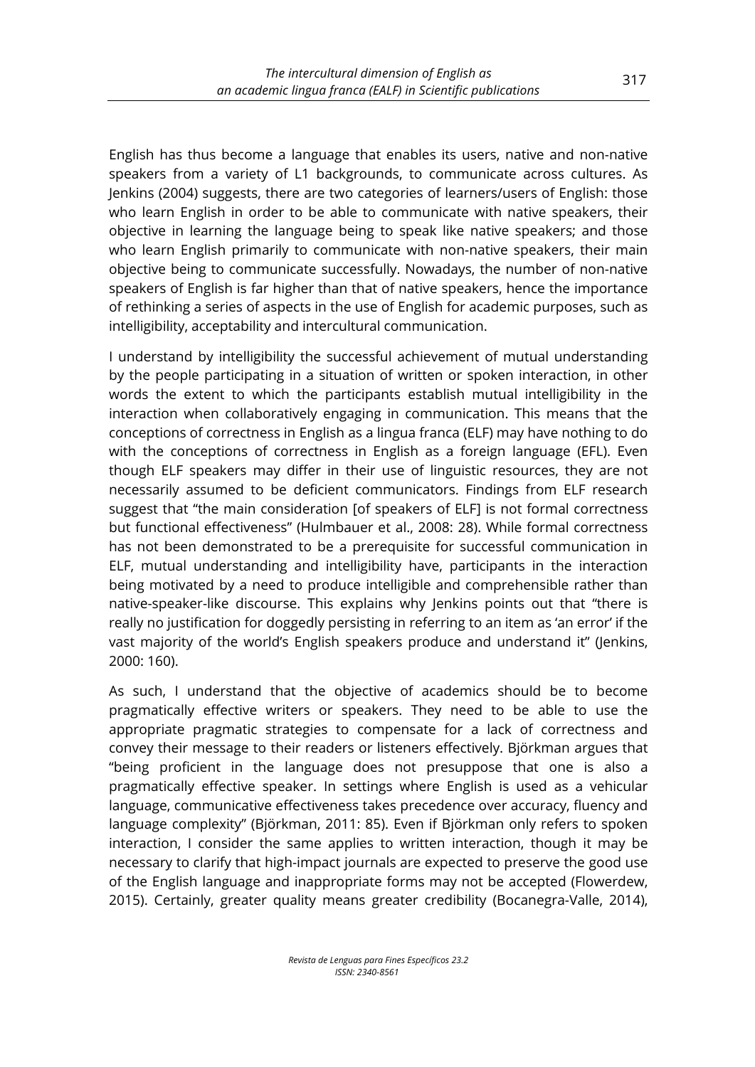English has thus become a language that enables its users, native and non-native speakers from a variety of L1 backgrounds, to communicate across cultures. As Jenkins (2004) suggests, there are two categories of learners/users of English: those who learn English in order to be able to communicate with native speakers, their objective in learning the language being to speak like native speakers; and those who learn English primarily to communicate with non-native speakers, their main objective being to communicate successfully. Nowadays, the number of non-native speakers of English is far higher than that of native speakers, hence the importance of rethinking a series of aspects in the use of English for academic purposes, such as intelligibility, acceptability and intercultural communication.

I understand by intelligibility the successful achievement of mutual understanding by the people participating in a situation of written or spoken interaction, in other words the extent to which the participants establish mutual intelligibility in the interaction when collaboratively engaging in communication. This means that the conceptions of correctness in English as a lingua franca (ELF) may have nothing to do with the conceptions of correctness in English as a foreign language (EFL). Even though ELF speakers may differ in their use of linguistic resources, they are not necessarily assumed to be deficient communicators. Findings from ELF research suggest that "the main consideration [of speakers of ELF] is not formal correctness but functional effectiveness" (Hulmbauer et al., 2008: 28). While formal correctness has not been demonstrated to be a prerequisite for successful communication in ELF, mutual understanding and intelligibility have, participants in the interaction being motivated by a need to produce intelligible and comprehensible rather than native-speaker-like discourse. This explains why Jenkins points out that "there is really no justification for doggedly persisting in referring to an item as 'an error' if the vast majority of the world's English speakers produce and understand it" (Jenkins, 2000: 160).

As such, I understand that the objective of academics should be to become pragmatically effective writers or speakers. They need to be able to use the appropriate pragmatic strategies to compensate for a lack of correctness and convey their message to their readers or listeners effectively. Björkman argues that "being proficient in the language does not presuppose that one is also a pragmatically effective speaker. In settings where English is used as a vehicular language, communicative effectiveness takes precedence over accuracy, fluency and language complexity" (Björkman, 2011: 85). Even if Björkman only refers to spoken interaction, I consider the same applies to written interaction, though it may be necessary to clarify that high-impact journals are expected to preserve the good use of the English language and inappropriate forms may not be accepted (Flowerdew, 2015). Certainly, greater quality means greater credibility (Bocanegra-Valle, 2014),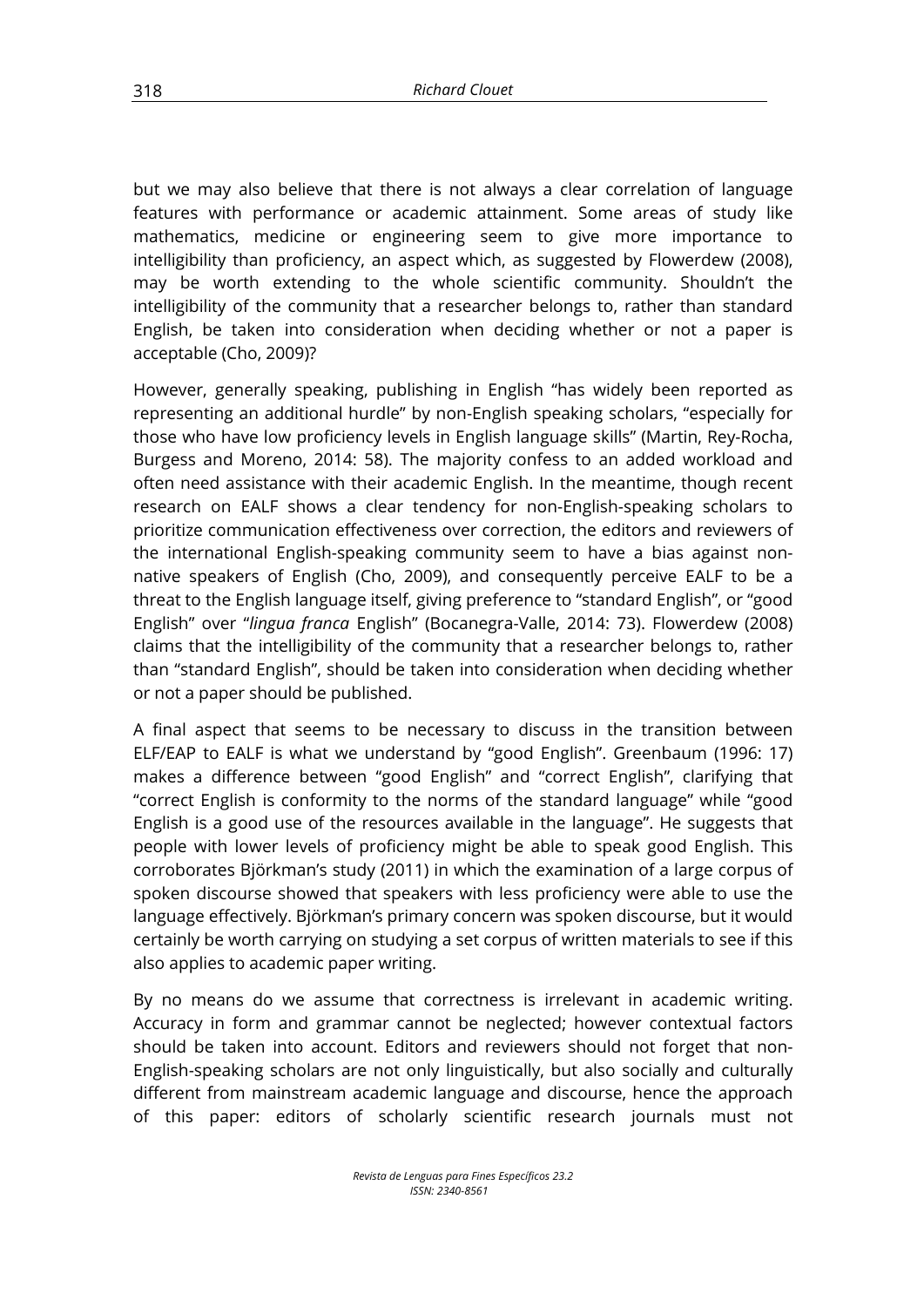but we may also believe that there is not always a clear correlation of language features with performance or academic attainment. Some areas of study like mathematics, medicine or engineering seem to give more importance to intelligibility than proficiency, an aspect which, as suggested by Flowerdew (2008), may be worth extending to the whole scientific community. Shouldn't the intelligibility of the community that a researcher belongs to, rather than standard English, be taken into consideration when deciding whether or not a paper is acceptable (Cho, 2009)?

However, generally speaking, publishing in English "has widely been reported as representing an additional hurdle" by non-English speaking scholars, "especially for those who have low proficiency levels in English language skills" (Martin, Rey-Rocha, Burgess and Moreno, 2014: 58). The majority confess to an added workload and often need assistance with their academic English. In the meantime, though recent research on EALF shows a clear tendency for non-English-speaking scholars to prioritize communication effectiveness over correction, the editors and reviewers of the international English-speaking community seem to have a bias against non-native speakers of English (Cho, 2009), and consequently perceive EALF to be a threat to the English language itself, giving preference to "standard English", or "good English" over "*lingua franca* English" (Bocanegra-Valle, 2014: 73). Flowerdew (2008) claims that the intelligibility of the community that a researcher belongs to, rather than "standard English", should be taken into consideration when deciding whether or not a paper should be published.

A final aspect that seems to be necessary to discuss in the transition between ELF/EAP to EALF is what we understand by "good English". Greenbaum (1996: 17) makes a difference between "good English" and "correct English", clarifying that "correct English is conformity to the norms of the standard language" while "good English is a good use of the resources available in the language". He suggests that people with lower levels of proficiency might be able to speak good English. This corroborates Björkman's study (2011) in which the examination of a large corpus of spoken discourse showed that speakers with less proficiency were able to use the language effectively. Björkman's primary concern was spoken discourse, but it would certainly be worth carrying on studying a set corpus of written materials to see if this also applies to academic paper writing.

By no means do we assume that correctness is irrelevant in academic writing. Accuracy in form and grammar cannot be neglected; however contextual factors should be taken into account. Editors and reviewers should not forget that non-English-speaking scholars are not only linguistically, but also socially and culturally different from mainstream academic language and discourse, hence the approach of this paper: editors of scholarly scientific research journals must not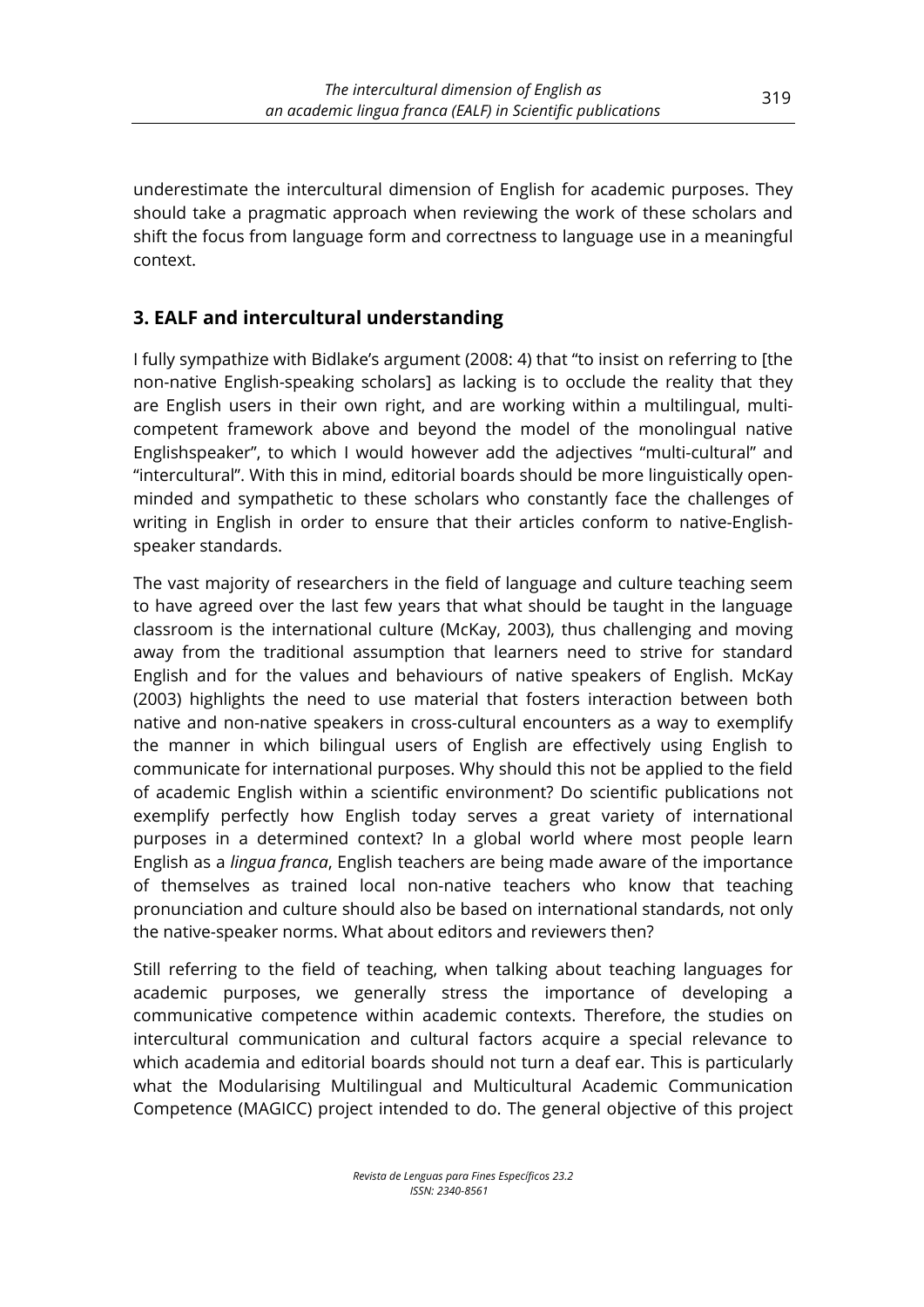underestimate the intercultural dimension of English for academic purposes. They should take a pragmatic approach when reviewing the work of these scholars and shift the focus from language form and correctness to language use in a meaningful context.

## 3. EALF and intercultural understanding

I fully sympathize with Bidlake's argument (2008: 4) that "to insist on referring to [the non-native English-speaking scholars] as lacking is to occlude the reality that they are English users in their own right, and are working within a multilingual, multi-competent framework above and beyond the model of the monolingual native Englishspeaker", to which I would however add the adjectives "multi-cultural" and "intercultural". With this in mind, editorial boards should be more linguistically open-minded and sympathetic to these scholars who constantly face the challenges of writing in English in order to ensure that their articles conform to native-English-speaker standards.

The vast majority of researchers in the field of language and culture teaching seem to have agreed over the last few years that what should be taught in the language classroom is the international culture (McKay, 2003), thus challenging and moving away from the traditional assumption that learners need to strive for standard English and for the values and behaviours of native speakers of English. McKay (2003) highlights the need to use material that fosters interaction between both native and non-native speakers in cross-cultural encounters as a way to exemplify the manner in which bilingual users of English are effectively using English to communicate for international purposes. Why should this not be applied to the field of academic English within a scientific environment? Do scientific publications not exemplify perfectly how English today serves a great variety of international purposes in a determined context? In a global world where most people learn English as a *lingua franca*, English teachers are being made aware of the importance of themselves as trained local non-native teachers who know that teaching pronunciation and culture should also be based on international standards, not only the native-speaker norms. What about editors and reviewers then?

Still referring to the field of teaching, when talking about teaching languages for academic purposes, we generally stress the importance of developing a communicative competence within academic contexts. Therefore, the studies on intercultural communication and cultural factors acquire a special relevance to which academia and editorial boards should not turn a deaf ear. This is particularly what the Modularising Multilingual and Multicultural Academic Communication Competence (MAGICC) project intended to do. The general objective of this project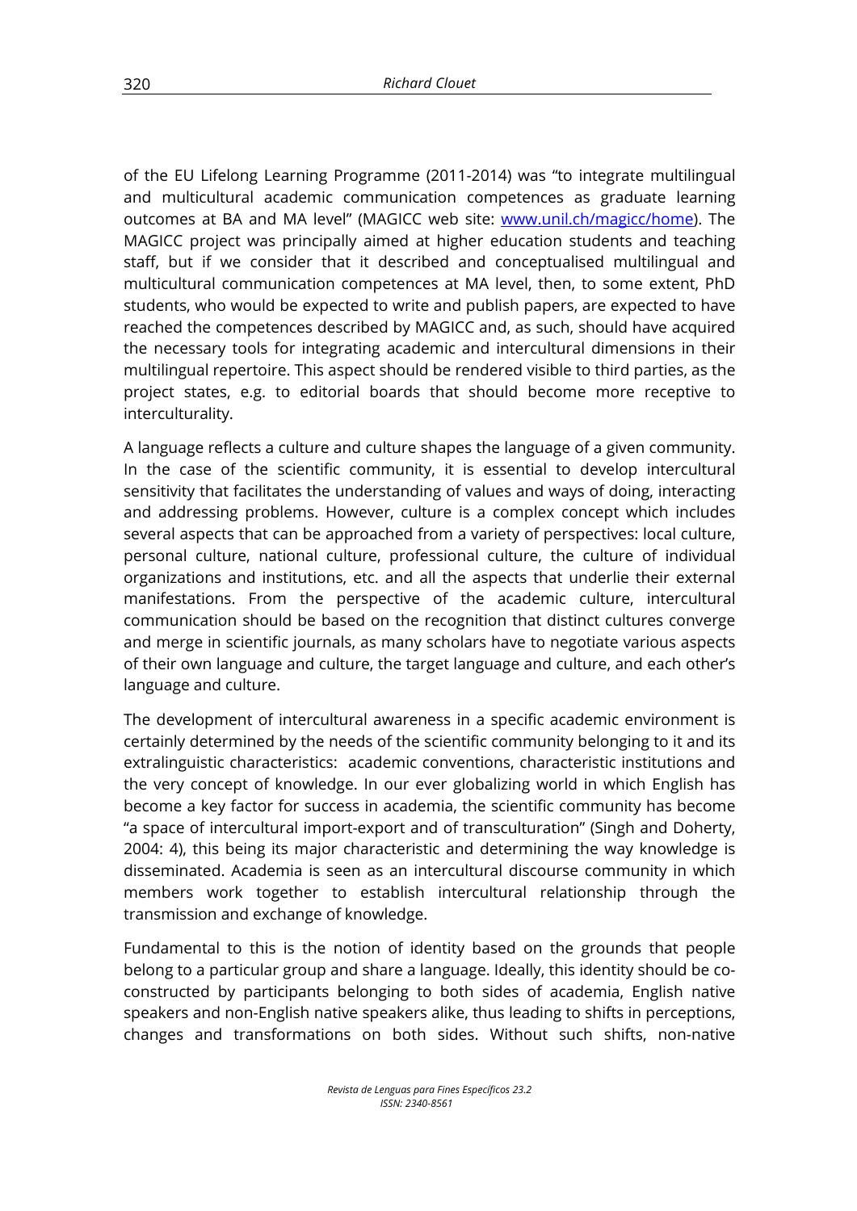of the EU Lifelong Learning Programme (2011-2014) was "to integrate multilingual and multicultural academic communication competences as graduate learning outcomes at BA and MA level" (MAGICC web site: [www.unil.ch/magicc/home](www.unil.ch/magicc/home)). The MAGICC project was principally aimed at higher education students and teaching staff, but if we consider that it described and conceptualised multilingual and multicultural communication competences at MA level, then, to some extent, PhD students, who would be expected to write and publish papers, are expected to have reached the competences described by MAGICC and, as such, should have acquired the necessary tools for integrating academic and intercultural dimensions in their multilingual repertoire. This aspect should be rendered visible to third parties, as the project states, e.g. to editorial boards that should become more receptive to interculturality.

A language reflects a culture and culture shapes the language of a given community. In the case of the scientific community, it is essential to develop intercultural sensitivity that facilitates the understanding of values and ways of doing, interacting and addressing problems. However, culture is a complex concept which includes several aspects that can be approached from a variety of perspectives: local culture, personal culture, national culture, professional culture, the culture of individual organizations and institutions, etc. and all the aspects that underlie their external manifestations. From the perspective of the academic culture, intercultural communication should be based on the recognition that distinct cultures converge and merge in scientific journals, as many scholars have to negotiate various aspects of their own language and culture, the target language and culture, and each other's language and culture.

The development of intercultural awareness in a specific academic environment is certainly determined by the needs of the scientific community belonging to it and its extralinguistic characteristics: academic conventions, characteristic institutions and the very concept of knowledge. In our ever globalizing world in which English has become a key factor for success in academia, the scientific community has become "a space of intercultural import-export and of transculturation" (Singh and Doherty, 2004: 4), this being its major characteristic and determining the way knowledge is disseminated. Academia is seen as an intercultural discourse community in which members work together to establish intercultural relationship through the transmission and exchange of knowledge.

Fundamental to this is the notion of identity based on the grounds that people belong to a particular group and share a language. Ideally, this identity should be co-constructed by participants belonging to both sides of academia, English native speakers and non-English native speakers alike, thus leading to shifts in perceptions, changes and transformations on both sides. Without such shifts, non-native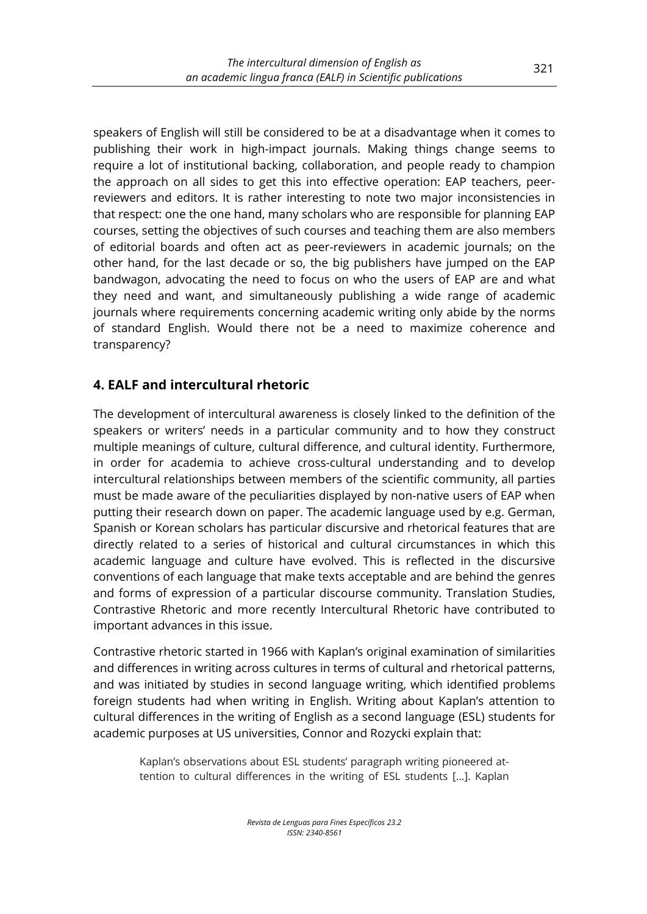speakers of English will still be considered to be at a disadvantage when it comes to publishing their work in high-impact journals. Making things change seems to require a lot of institutional backing, collaboration, and people ready to champion the approach on all sides to get this into effective operation: EAP teachers, peer-reviewers and editors. It is rather interesting to note two major inconsistencies in that respect: one the one hand, many scholars who are responsible for planning EAP courses, setting the objectives of such courses and teaching them are also members of editorial boards and often act as peer-reviewers in academic journals; on the other hand, for the last decade or so, the big publishers have jumped on the EAP bandwagon, advocating the need to focus on who the users of EAP are and what they need and want, and simultaneously publishing a wide range of academic journals where requirements concerning academic writing only abide by the norms of standard English. Would there not be a need to maximize coherence and transparency?

## 4. EALF and intercultural rhetoric

The development of intercultural awareness is closely linked to the definition of the speakers or writers' needs in a particular community and to how they construct multiple meanings of culture, cultural difference, and cultural identity. Furthermore, in order for academia to achieve cross-cultural understanding and to develop intercultural relationships between members of the scientific community, all parties must be made aware of the peculiarities displayed by non-native users of EAP when putting their research down on paper. The academic language used by e.g. German, Spanish or Korean scholars has particular discursive and rhetorical features that are directly related to a series of historical and cultural circumstances in which this academic language and culture have evolved. This is reflected in the discursive conventions of each language that make texts acceptable and are behind the genres and forms of expression of a particular discourse community. Translation Studies, Contrastive Rhetoric and more recently Intercultural Rhetoric have contributed to important advances in this issue.

Contrastive rhetoric started in 1966 with Kaplan's original examination of similarities and differences in writing across cultures in terms of cultural and rhetorical patterns, and was initiated by studies in second language writing, which identified problems foreign students had when writing in English. Writing about Kaplan's attention to cultural differences in the writing of English as a second language (ESL) students for academic purposes at US universities, Connor and Rozycki explain that:

> Kaplan's observations about ESL students' paragraph writing pioneered attention to cultural differences in the writing of ESL students [...]. Kaplan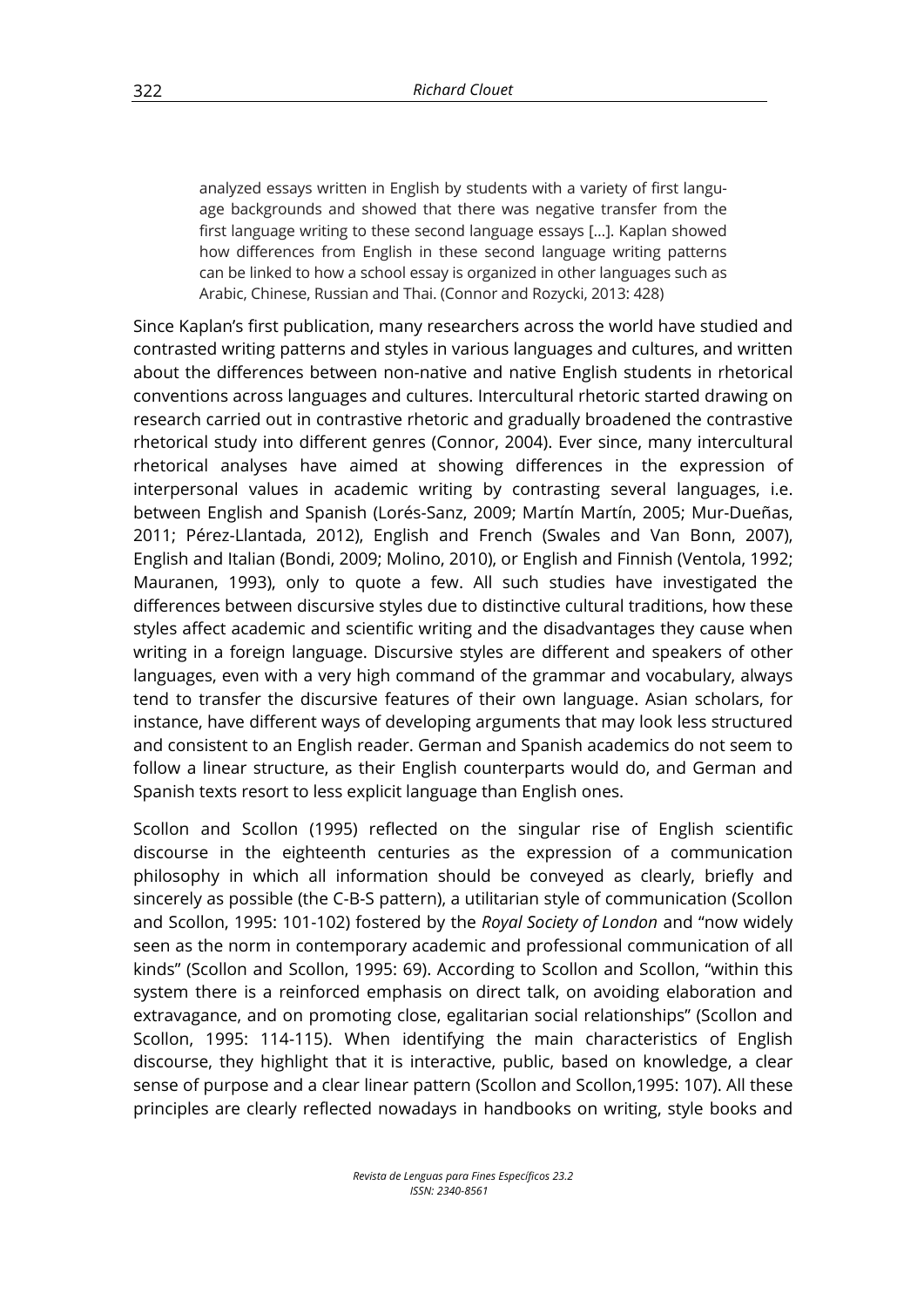> analyzed essays written in English by students with a variety of first language backgrounds and showed that there was negative transfer from the first language writing to these second language essays [...]. Kaplan showed how differences from English in these second language writing patterns can be linked to how a school essay is organized in other languages such as Arabic, Chinese, Russian and Thai. (Connor and Rozycki, 2013: 428)

Since Kaplan's first publication, many researchers across the world have studied and contrasted writing patterns and styles in various languages and cultures, and written about the differences between non-native and native English students in rhetorical conventions across languages and cultures. Intercultural rhetoric started drawing on research carried out in contrastive rhetoric and gradually broadened the contrastive rhetorical study into different genres (Connor, 2004). Ever since, many intercultural rhetorical analyses have aimed at showing differences in the expression of interpersonal values in academic writing by contrasting several languages, i.e. between English and Spanish (Lorés-Sanz, 2009; Martín Martín, 2005; Mur-Dueñas, 2011; Pérez-Llantada, 2012), English and French (Swales and Van Bonn, 2007), English and Italian (Bondi, 2009; Molino, 2010), or English and Finnish (Ventola, 1992; Mauranen, 1993), only to quote a few. All such studies have investigated the differences between discursive styles due to distinctive cultural traditions, how these styles affect academic and scientific writing and the disadvantages they cause when writing in a foreign language. Discursive styles are different and speakers of other languages, even with a very high command of the grammar and vocabulary, always tend to transfer the discursive features of their own language. Asian scholars, for instance, have different ways of developing arguments that may look less structured and consistent to an English reader. German and Spanish academics do not seem to follow a linear structure, as their English counterparts would do, and German and Spanish texts resort to less explicit language than English ones.

Scollon and Scollon (1995) reflected on the singular rise of English scientific discourse in the eighteenth centuries as the expression of a communication philosophy in which all information should be conveyed as clearly, briefly and sincerely as possible (the C-B-S pattern), a utilitarian style of communication (Scollon and Scollon, 1995: 101-102) fostered by the *Royal Society of London* and "now widely seen as the norm in contemporary academic and professional communication of all kinds" (Scollon and Scollon, 1995: 69). According to Scollon and Scollon, "within this system there is a reinforced emphasis on direct talk, on avoiding elaboration and extravagance, and on promoting close, egalitarian social relationships" (Scollon and Scollon, 1995: 114-115). When identifying the main characteristics of English discourse, they highlight that it is interactive, public, based on knowledge, a clear sense of purpose and a clear linear pattern (Scollon and Scollon,1995: 107). All these principles are clearly reflected nowadays in handbooks on writing, style books and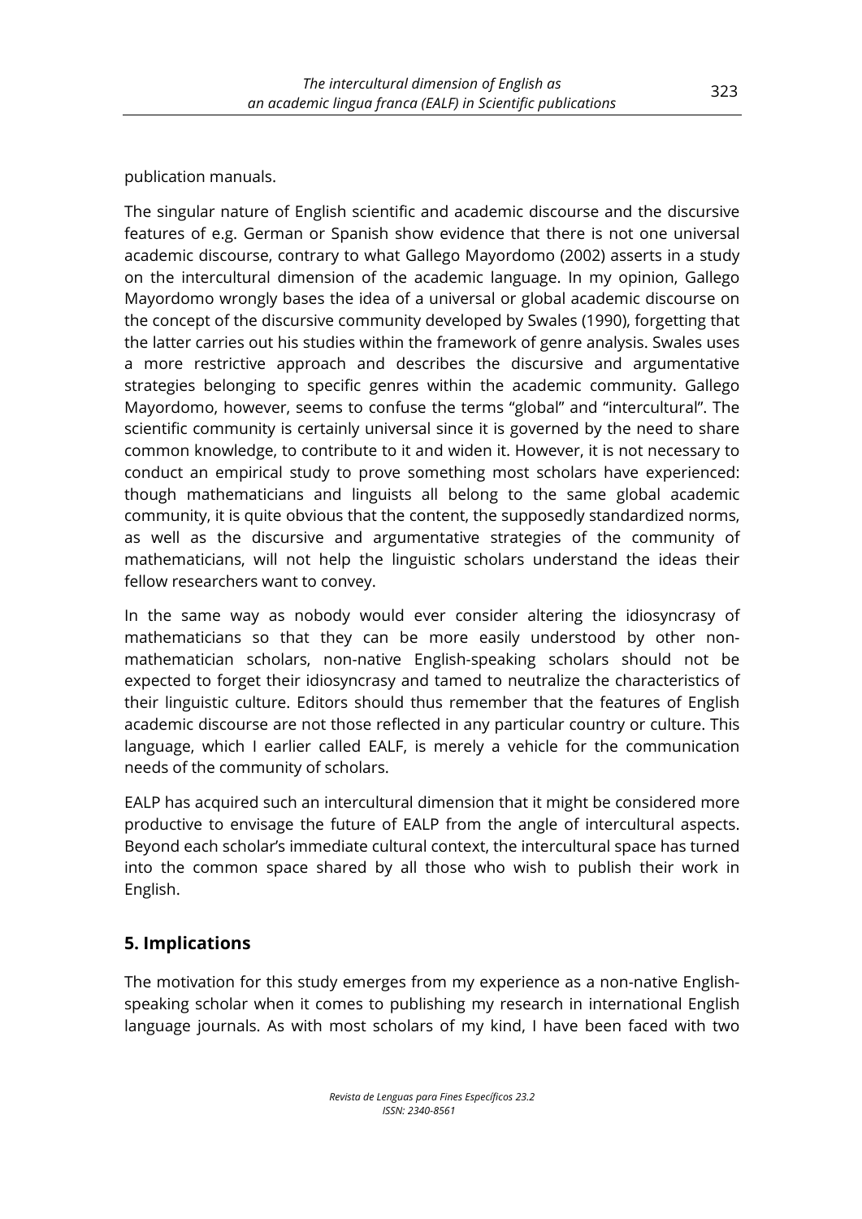publication manuals.

The singular nature of English scientific and academic discourse and the discursive features of e.g. German or Spanish show evidence that there is not one universal academic discourse, contrary to what Gallego Mayordomo (2002) asserts in a study on the intercultural dimension of the academic language. In my opinion, Gallego Mayordomo wrongly bases the idea of a universal or global academic discourse on the concept of the discursive community developed by Swales (1990), forgetting that the latter carries out his studies within the framework of genre analysis. Swales uses a more restrictive approach and describes the discursive and argumentative strategies belonging to specific genres within the academic community. Gallego Mayordomo, however, seems to confuse the terms "global" and "intercultural". The scientific community is certainly universal since it is governed by the need to share common knowledge, to contribute to it and widen it. However, it is not necessary to conduct an empirical study to prove something most scholars have experienced: though mathematicians and linguists all belong to the same global academic community, it is quite obvious that the content, the supposedly standardized norms, as well as the discursive and argumentative strategies of the community of mathematicians, will not help the linguistic scholars understand the ideas their fellow researchers want to convey.

In the same way as nobody would ever consider altering the idiosyncrasy of mathematicians so that they can be more easily understood by other non-mathematician scholars, non-native English-speaking scholars should not be expected to forget their idiosyncrasy and tamed to neutralize the characteristics of their linguistic culture. Editors should thus remember that the features of English academic discourse are not those reflected in any particular country or culture. This language, which I earlier called EALF, is merely a vehicle for the communication needs of the community of scholars.

EALP has acquired such an intercultural dimension that it might be considered more productive to envisage the future of EALP from the angle of intercultural aspects. Beyond each scholar's immediate cultural context, the intercultural space has turned into the common space shared by all those who wish to publish their work in English.

## 5. Implications

The motivation for this study emerges from my experience as a non-native English-speaking scholar when it comes to publishing my research in international English language journals. As with most scholars of my kind, I have been faced with two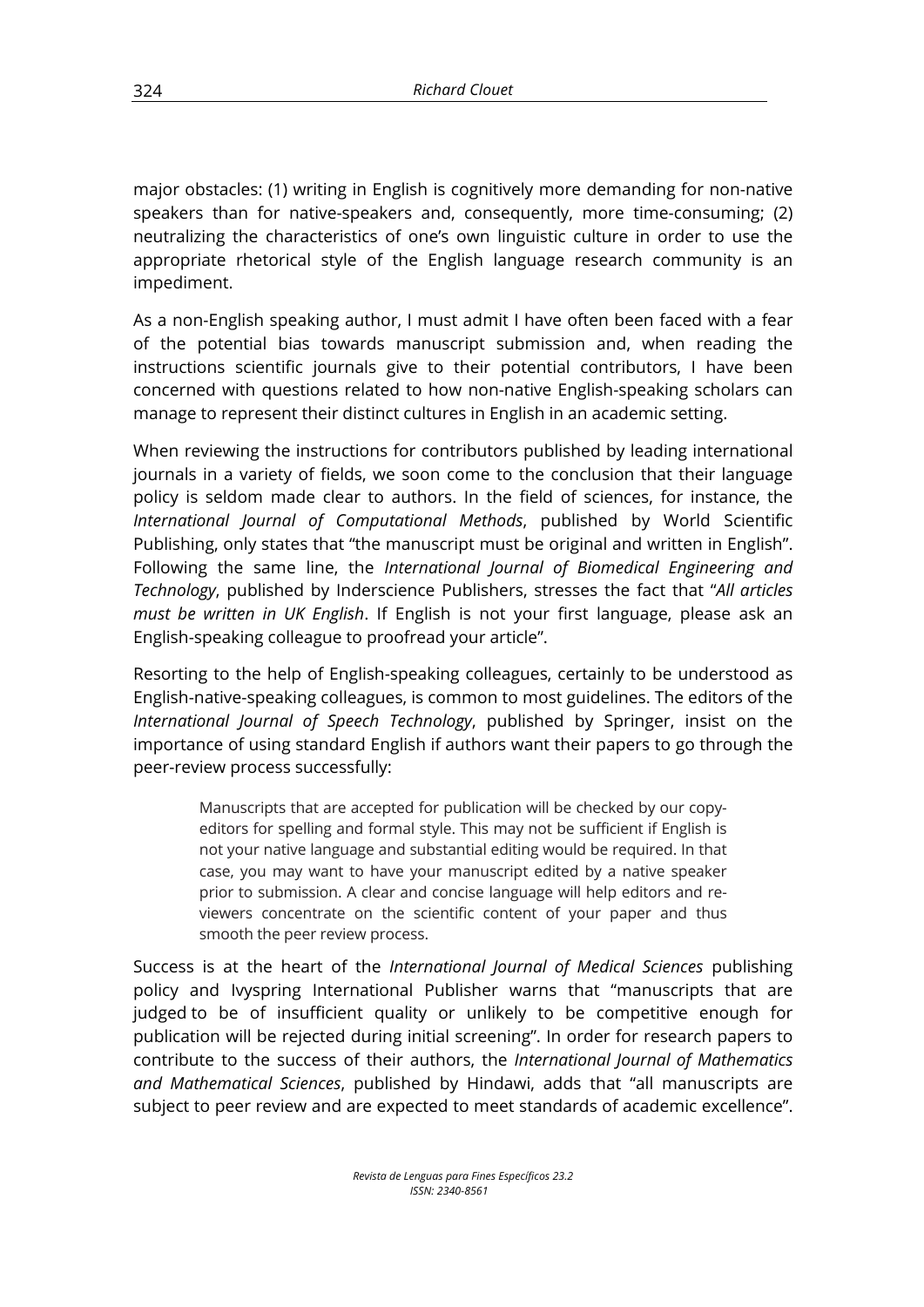major obstacles: (1) writing in English is cognitively more demanding for non-native speakers than for native-speakers and, consequently, more time-consuming; (2) neutralizing the characteristics of one's own linguistic culture in order to use the appropriate rhetorical style of the English language research community is an impediment.

As a non-English speaking author, I must admit I have often been faced with a fear of the potential bias towards manuscript submission and, when reading the instructions scientific journals give to their potential contributors, I have been concerned with questions related to how non-native English-speaking scholars can manage to represent their distinct cultures in English in an academic setting.

When reviewing the instructions for contributors published by leading international journals in a variety of fields, we soon come to the conclusion that their language policy is seldom made clear to authors. In the field of sciences, for instance, the *International Journal of Computational Methods*, published by World Scientific Publishing, only states that "the manuscript must be original and written in English". Following the same line, the *International Journal of Biomedical Engineering and Technology*, published by Inderscience Publishers, stresses the fact that "*All articles must be written in UK English*. If English is not your first language, please ask an English-speaking colleague to proofread your article".

Resorting to the help of English-speaking colleagues, certainly to be understood as English-native-speaking colleagues, is common to most guidelines. The editors of the *International Journal of Speech Technology*, published by Springer, insist on the importance of using standard English if authors want their papers to go through the peer-review process successfully:

> Manuscripts that are accepted for publication will be checked by our copy-editors for spelling and formal style. This may not be sufficient if English is not your native language and substantial editing would be required. In that case, you may want to have your manuscript edited by a native speaker prior to submission. A clear and concise language will help editors and re-viewers concentrate on the scientific content of your paper and thus smooth the peer review process.

Success is at the heart of the *International Journal of Medical Sciences* publishing policy and Ivyspring International Publisher warns that "manuscripts that are judged to be of insufficient quality or unlikely to be competitive enough for publication will be rejected during initial screening". In order for research papers to contribute to the success of their authors, the *International Journal of Mathematics and Mathematical Sciences*, published by Hindawi, adds that "all manuscripts are subject to peer review and are expected to meet standards of academic excellence".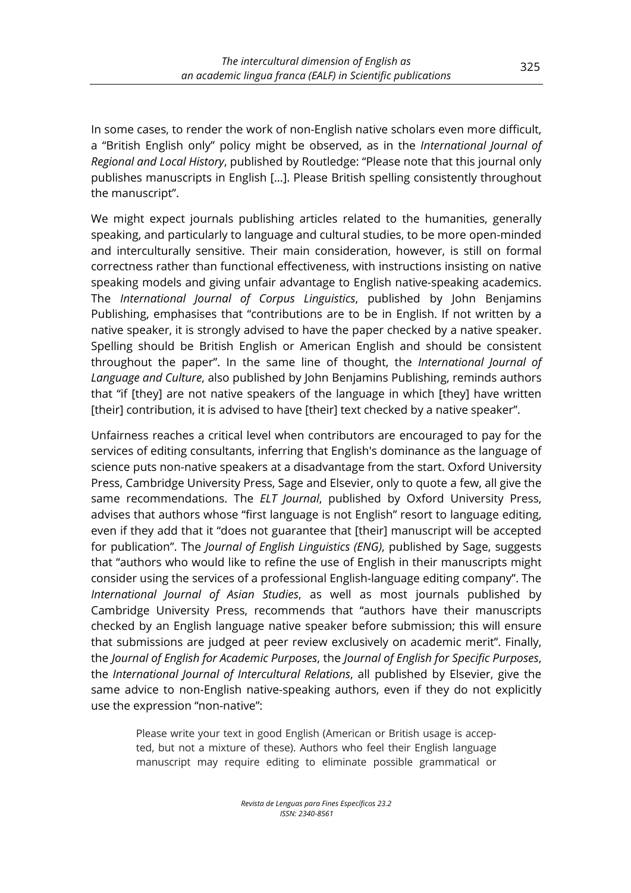In some cases, to render the work of non-English native scholars even more difficult, a "British English only" policy might be observed, as in the *International Journal of Regional and Local History*, published by Routledge: "Please note that this journal only publishes manuscripts in English [...]. Please British spelling consistently throughout the manuscript".

We might expect journals publishing articles related to the humanities, generally speaking, and particularly to language and cultural studies, to be more open-minded and interculturally sensitive. Their main consideration, however, is still on formal correctness rather than functional effectiveness, with instructions insisting on native speaking models and giving unfair advantage to English native-speaking academics. The *International Journal of Corpus Linguistics*, published by John Benjamins Publishing, emphasises that "contributions are to be in English. If not written by a native speaker, it is strongly advised to have the paper checked by a native speaker. Spelling should be British English or American English and should be consistent throughout the paper". In the same line of thought, the *International Journal of Language and Culture*, also published by John Benjamins Publishing, reminds authors that "if [they] are not native speakers of the language in which [they] have written [their] contribution, it is advised to have [their] text checked by a native speaker".

Unfairness reaches a critical level when contributors are encouraged to pay for the services of editing consultants, inferring that English's dominance as the language of science puts non-native speakers at a disadvantage from the start. Oxford University Press, Cambridge University Press, Sage and Elsevier, only to quote a few, all give the same recommendations. The *ELT Journal*, published by Oxford University Press, advises that authors whose "first language is not English" resort to language editing, even if they add that it "does not guarantee that [their] manuscript will be accepted for publication". The *Journal of English Linguistics (ENG)*, published by Sage, suggests that "authors who would like to refine the use of English in their manuscripts might consider using the services of a professional English-language editing company". The *International Journal of Asian Studies*, as well as most journals published by Cambridge University Press, recommends that "authors have their manuscripts checked by an English language native speaker before submission; this will ensure that submissions are judged at peer review exclusively on academic merit". Finally, the *Journal of English for Academic Purposes*, the *Journal of English for Specific Purposes*, the *International Journal of Intercultural Relations*, all published by Elsevier, give the same advice to non-English native-speaking authors, even if they do not explicitly use the expression "non-native":

> Please write your text in good English (American or British usage is accepted, but not a mixture of these). Authors who feel their English language manuscript may require editing to eliminate possible grammatical or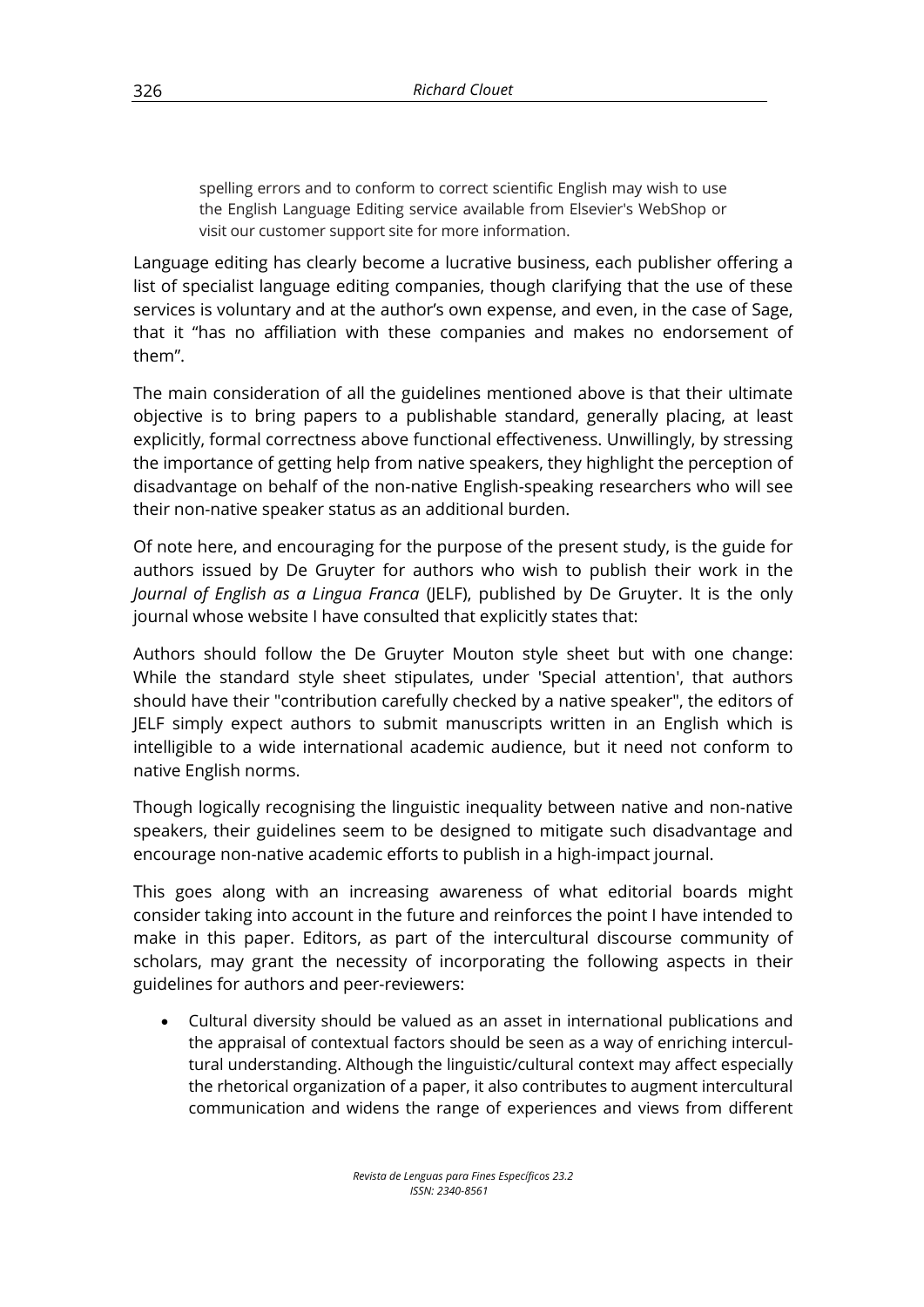> spelling errors and to conform to correct scientific English may wish to use the English Language Editing service available from Elsevier's WebShop or visit our customer support site for more information.

Language editing has clearly become a lucrative business, each publisher offering a list of specialist language editing companies, though clarifying that the use of these services is voluntary and at the author's own expense, and even, in the case of Sage, that it "has no affiliation with these companies and makes no endorsement of them".

The main consideration of all the guidelines mentioned above is that their ultimate objective is to bring papers to a publishable standard, generally placing, at least explicitly, formal correctness above functional effectiveness. Unwillingly, by stressing the importance of getting help from native speakers, they highlight the perception of disadvantage on behalf of the non-native English-speaking researchers who will see their non-native speaker status as an additional burden.

Of note here, and encouraging for the purpose of the present study, is the guide for authors issued by De Gruyter for authors who wish to publish their work in the *Journal of English as a Lingua Franca* (JELF), published by De Gruyter. It is the only journal whose website I have consulted that explicitly states that:

Authors should follow the De Gruyter Mouton style sheet but with one change: While the standard style sheet stipulates, under 'Special attention', that authors should have their "contribution carefully checked by a native speaker", the editors of JELF simply expect authors to submit manuscripts written in an English which is intelligible to a wide international academic audience, but it need not conform to native English norms.

Though logically recognising the linguistic inequality between native and non-native speakers, their guidelines seem to be designed to mitigate such disadvantage and encourage non-native academic efforts to publish in a high-impact journal.

This goes along with an increasing awareness of what editorial boards might consider taking into account in the future and reinforces the point I have intended to make in this paper. Editors, as part of the intercultural discourse community of scholars, may grant the necessity of incorporating the following aspects in their guidelines for authors and peer-reviewers:

- Cultural diversity should be valued as an asset in international publications and the appraisal of contextual factors should be seen as a way of enriching intercultural understanding. Although the linguistic/cultural context may affect especially the rhetorical organization of a paper, it also contributes to augment intercultural communication and widens the range of experiences and views from different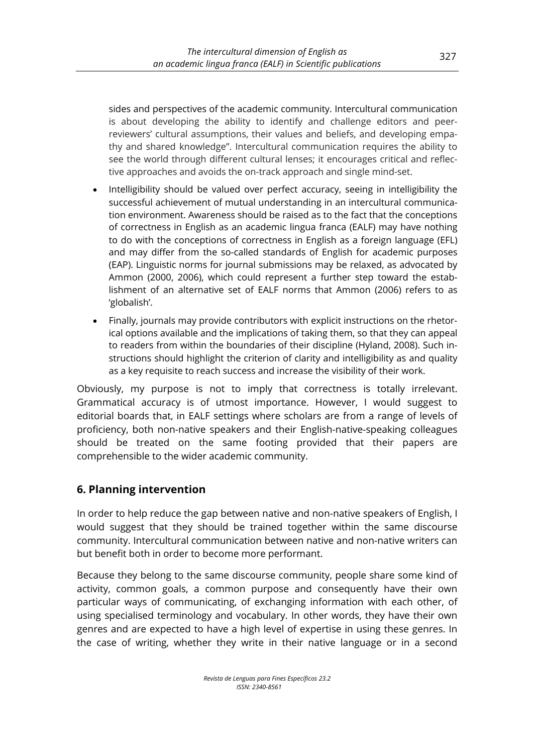sides and perspectives of the academic community. Intercultural communication is about developing the ability to identify and challenge editors and peer-reviewers' cultural assumptions, their values and beliefs, and developing empathy and shared knowledge". Intercultural communication requires the ability to see the world through different cultural lenses; it encourages critical and reflective approaches and avoids the on-track approach and single mind-set.

- Intelligibility should be valued over perfect accuracy, seeing in intelligibility the successful achievement of mutual understanding in an intercultural communication environment. Awareness should be raised as to the fact that the conceptions of correctness in English as an academic lingua franca (EALF) may have nothing to do with the conceptions of correctness in English as a foreign language (EFL) and may differ from the so-called standards of English for academic purposes (EAP). Linguistic norms for journal submissions may be relaxed, as advocated by Ammon (2000, 2006), which could represent a further step toward the establishment of an alternative set of EALF norms that Ammon (2006) refers to as 'globalish'.
- Finally, journals may provide contributors with explicit instructions on the rhetorical options available and the implications of taking them, so that they can appeal to readers from within the boundaries of their discipline (Hyland, 2008). Such instructions should highlight the criterion of clarity and intelligibility as and quality as a key requisite to reach success and increase the visibility of their work.

Obviously, my purpose is not to imply that correctness is totally irrelevant. Grammatical accuracy is of utmost importance. However, I would suggest to editorial boards that, in EALF settings where scholars are from a range of levels of proficiency, both non-native speakers and their English-native-speaking colleagues should be treated on the same footing provided that their papers are comprehensible to the wider academic community.

## 6. Planning intervention

In order to help reduce the gap between native and non-native speakers of English, I would suggest that they should be trained together within the same discourse community. Intercultural communication between native and non-native writers can but benefit both in order to become more performant.

Because they belong to the same discourse community, people share some kind of activity, common goals, a common purpose and consequently have their own particular ways of communicating, of exchanging information with each other, of using specialised terminology and vocabulary. In other words, they have their own genres and are expected to have a high level of expertise in using these genres. In the case of writing, whether they write in their native language or in a second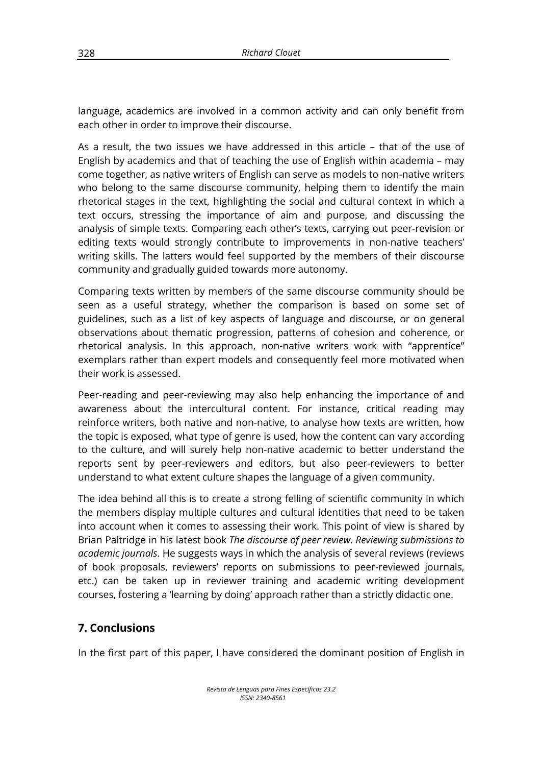language, academics are involved in a common activity and can only benefit from each other in order to improve their discourse.

As a result, the two issues we have addressed in this article – that of the use of English by academics and that of teaching the use of English within academia – may come together, as native writers of English can serve as models to non-native writers who belong to the same discourse community, helping them to identify the main rhetorical stages in the text, highlighting the social and cultural context in which a text occurs, stressing the importance of aim and purpose, and discussing the analysis of simple texts. Comparing each other's texts, carrying out peer-revision or editing texts would strongly contribute to improvements in non-native teachers' writing skills. The latters would feel supported by the members of their discourse community and gradually guided towards more autonomy.

Comparing texts written by members of the same discourse community should be seen as a useful strategy, whether the comparison is based on some set of guidelines, such as a list of key aspects of language and discourse, or on general observations about thematic progression, patterns of cohesion and coherence, or rhetorical analysis. In this approach, non-native writers work with "apprentice" exemplars rather than expert models and consequently feel more motivated when their work is assessed.

Peer-reading and peer-reviewing may also help enhancing the importance of and awareness about the intercultural content. For instance, critical reading may reinforce writers, both native and non-native, to analyse how texts are written, how the topic is exposed, what type of genre is used, how the content can vary according to the culture, and will surely help non-native academic to better understand the reports sent by peer-reviewers and editors, but also peer-reviewers to better understand to what extent culture shapes the language of a given community.

The idea behind all this is to create a strong felling of scientific community in which the members display multiple cultures and cultural identities that need to be taken into account when it comes to assessing their work. This point of view is shared by Brian Paltridge in his latest book *The discourse of peer review. Reviewing submissions to academic journals*. He suggests ways in which the analysis of several reviews (reviews of book proposals, reviewers' reports on submissions to peer-reviewed journals, etc.) can be taken up in reviewer training and academic writing development courses, fostering a 'learning by doing' approach rather than a strictly didactic one.

## 7. Conclusions

In the first part of this paper, I have considered the dominant position of English in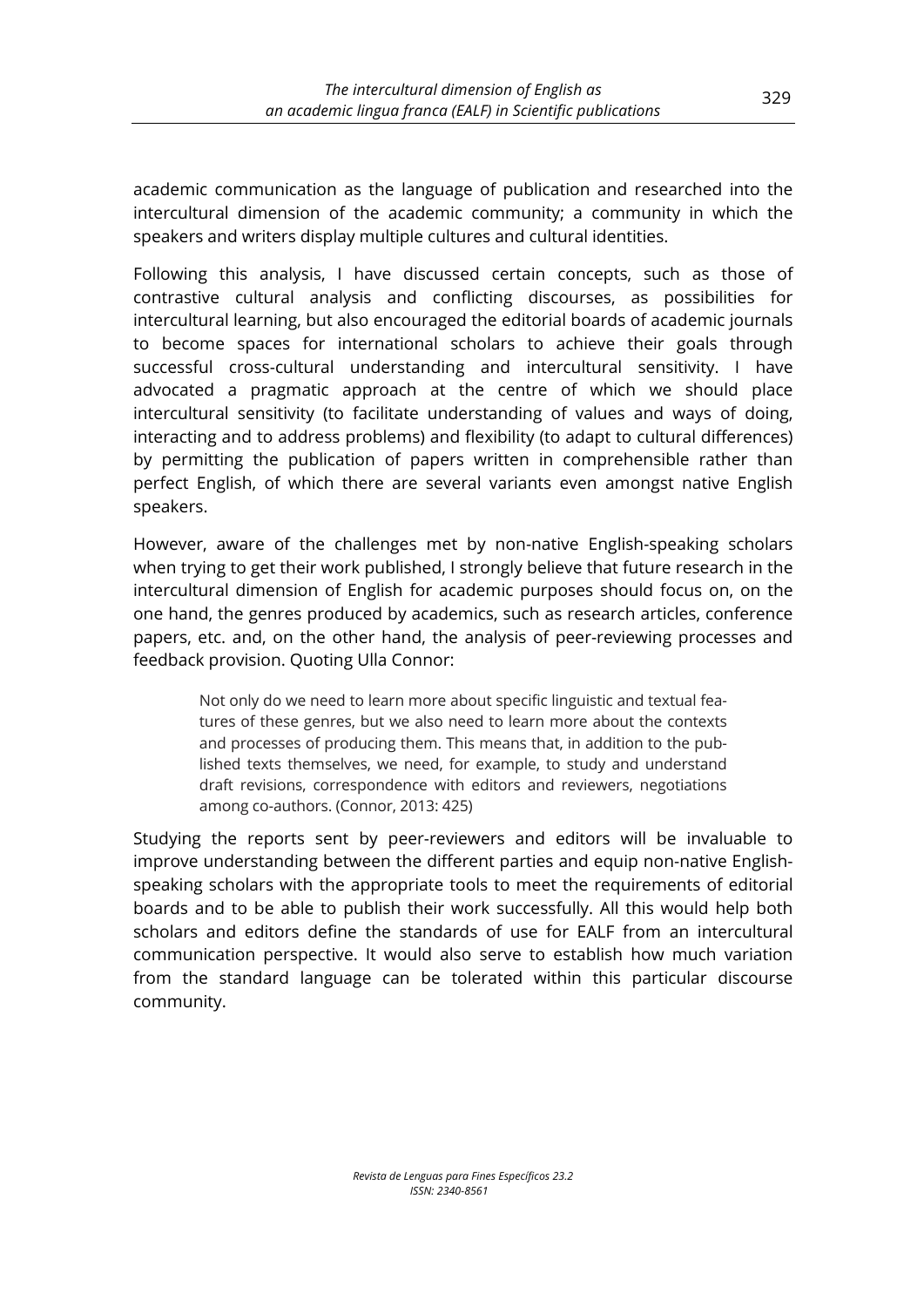academic communication as the language of publication and researched into the intercultural dimension of the academic community; a community in which the speakers and writers display multiple cultures and cultural identities.

Following this analysis, I have discussed certain concepts, such as those of contrastive cultural analysis and conflicting discourses, as possibilities for intercultural learning, but also encouraged the editorial boards of academic journals to become spaces for international scholars to achieve their goals through successful cross-cultural understanding and intercultural sensitivity. I have advocated a pragmatic approach at the centre of which we should place intercultural sensitivity (to facilitate understanding of values and ways of doing, interacting and to address problems) and flexibility (to adapt to cultural differences) by permitting the publication of papers written in comprehensible rather than perfect English, of which there are several variants even amongst native English speakers.

However, aware of the challenges met by non-native English-speaking scholars when trying to get their work published, I strongly believe that future research in the intercultural dimension of English for academic purposes should focus on, on the one hand, the genres produced by academics, such as research articles, conference papers, etc. and, on the other hand, the analysis of peer-reviewing processes and feedback provision. Quoting Ulla Connor:

> Not only do we need to learn more about specific linguistic and textual features of these genres, but we also need to learn more about the contexts and processes of producing them. This means that, in addition to the published texts themselves, we need, for example, to study and understand draft revisions, correspondence with editors and reviewers, negotiations among co-authors. (Connor, 2013: 425)

Studying the reports sent by peer-reviewers and editors will be invaluable to improve understanding between the different parties and equip non-native English-speaking scholars with the appropriate tools to meet the requirements of editorial boards and to be able to publish their work successfully. All this would help both scholars and editors define the standards of use for EALF from an intercultural communication perspective. It would also serve to establish how much variation from the standard language can be tolerated within this particular discourse community.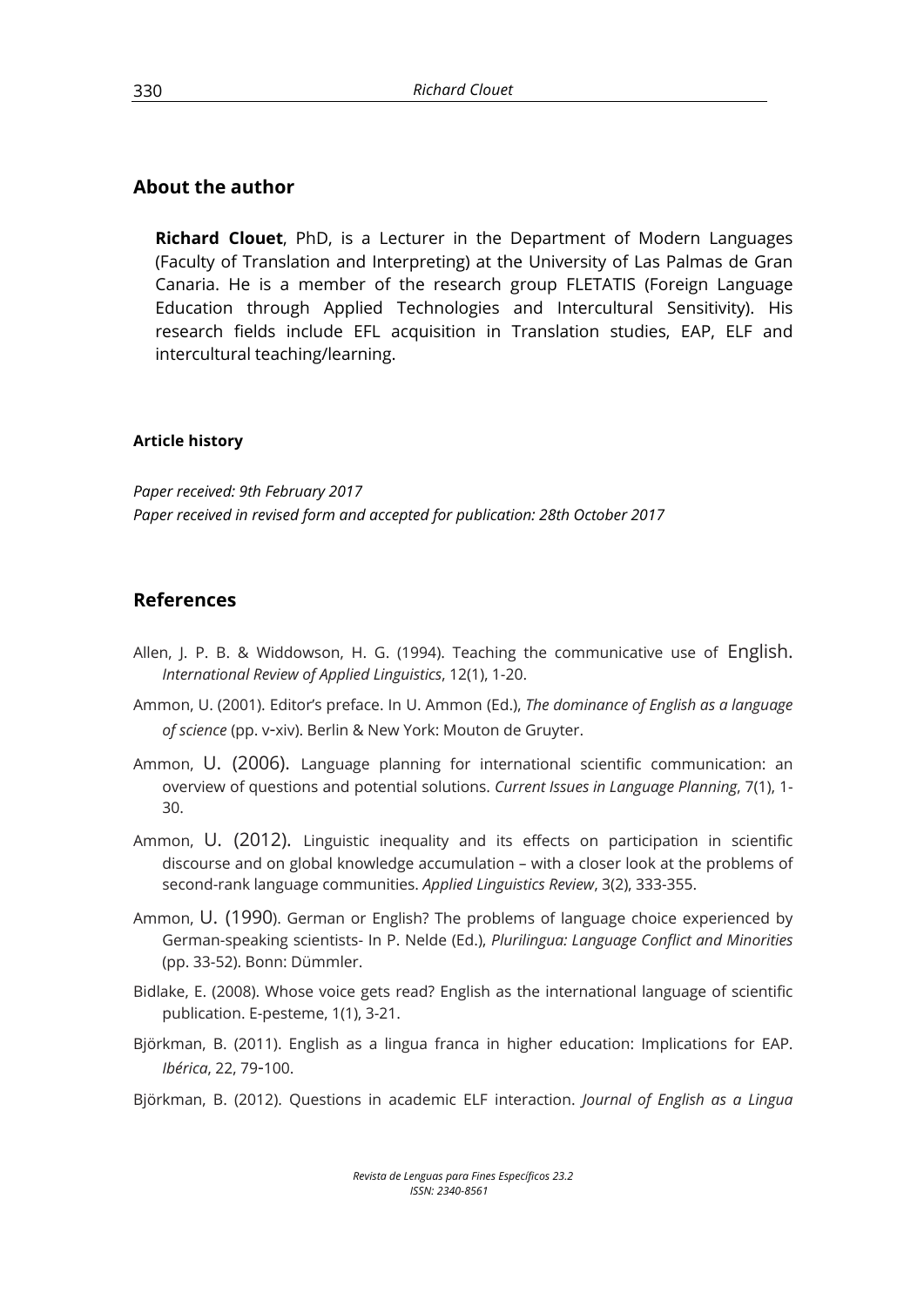## About the author

**Richard Clouet**, PhD, is a Lecturer in the Department of Modern Languages (Faculty of Translation and Interpreting) at the University of Las Palmas de Gran Canaria. He is a member of the research group FLETATIS (Foreign Language Education through Applied Technologies and Intercultural Sensitivity). His research fields include EFL acquisition in Translation studies, EAP, ELF and intercultural teaching/learning.

#### Article history

*Paper received: 9th February 2017*
*Paper received in revised form and accepted for publication: 28th October 2017*

## References

Allen, J. P. B. & Widdowson, H. G. (1994). Teaching the communicative use of English. *International Review of Applied Linguistics*, 12(1), 1-20.

Ammon, U. (2001). Editor's preface. In U. Ammon (Ed.), *The dominance of English as a language of science* (pp. v-xiv). Berlin & New York: Mouton de Gruyter.

Ammon, U. (2006). Language planning for international scientific communication: an overview of questions and potential solutions. *Current Issues in Language Planning*, 7(1), 1-30.

Ammon, U. (2012). Linguistic inequality and its effects on participation in scientific discourse and on global knowledge accumulation – with a closer look at the problems of second-rank language communities. *Applied Linguistics Review*, 3(2), 333-355.

Ammon, U. (1990). German or English? The problems of language choice experienced by German-speaking scientists- In P. Nelde (Ed.), *Plurilingua: Language Conflict and Minorities* (pp. 33-52). Bonn: Dümmler.

Bidlake, E. (2008). Whose voice gets read? English as the international language of scientific publication. E-pesteme, 1(1), 3-21.

Björkman, B. (2011). English as a lingua franca in higher education: Implications for EAP. *Ibérica*, 22, 79-100.

Björkman, B. (2012). Questions in academic ELF interaction. *Journal of English as a Lingua*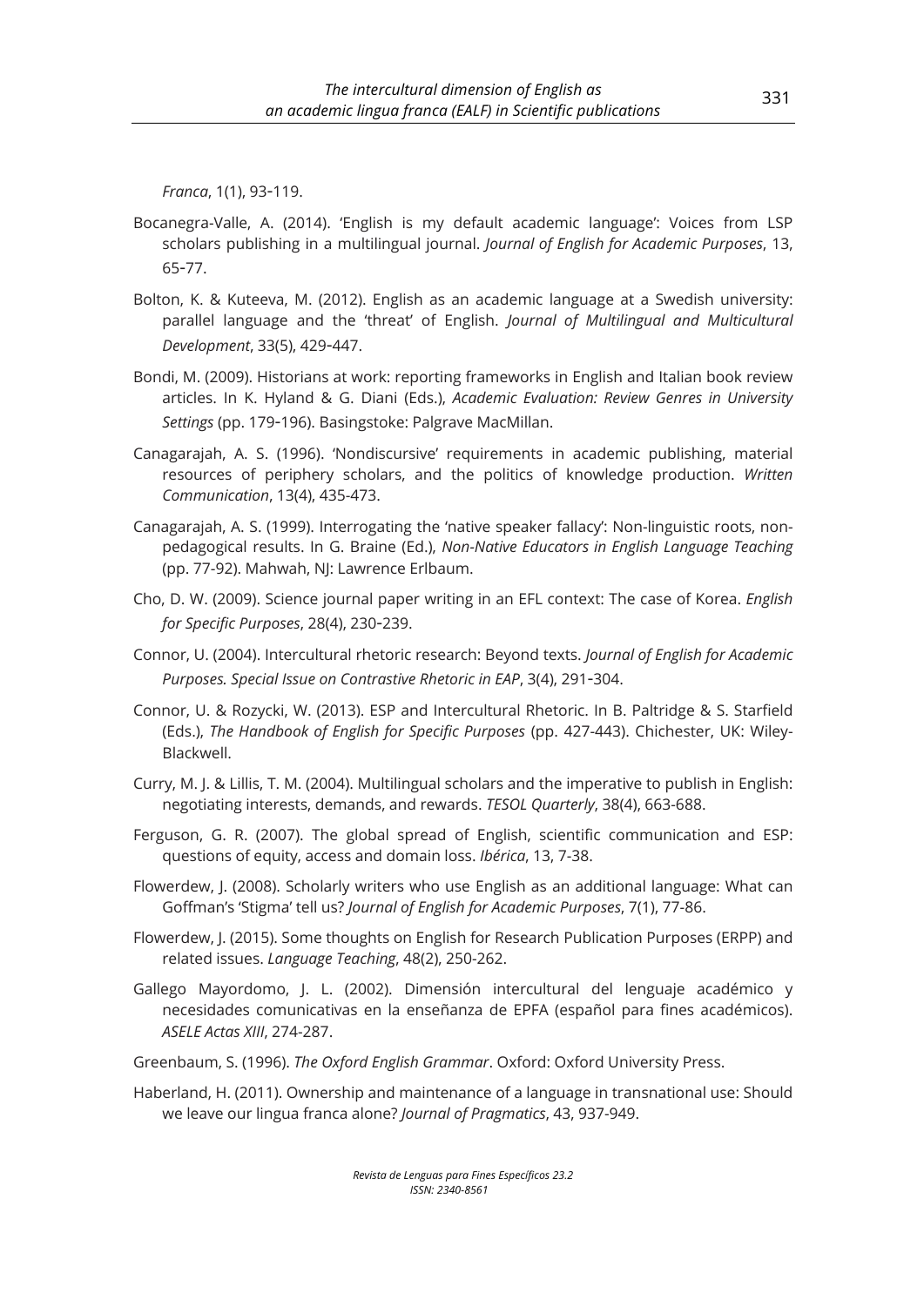*Franca*, 1(1), 93-119.

Bocanegra-Valle, A. (2014). 'English is my default academic language': Voices from LSP scholars publishing in a multilingual journal. *Journal of English for Academic Purposes*, 13, 65-77.

Bolton, K. & Kuteeva, M. (2012). English as an academic language at a Swedish university: parallel language and the 'threat' of English. *Journal of Multilingual and Multicultural Development*, 33(5), 429-447.

Bondi, M. (2009). Historians at work: reporting frameworks in English and Italian book review articles. In K. Hyland & G. Diani (Eds.), *Academic Evaluation: Review Genres in University Settings* (pp. 179-196). Basingstoke: Palgrave MacMillan.

Canagarajah, A. S. (1996). 'Nondiscursive' requirements in academic publishing, material resources of periphery scholars, and the politics of knowledge production. *Written Communication*, 13(4), 435-473.

Canagarajah, A. S. (1999). Interrogating the 'native speaker fallacy': Non-linguistic roots, non-pedagogical results. In G. Braine (Ed.), *Non-Native Educators in English Language Teaching* (pp. 77-92). Mahwah, NJ: Lawrence Erlbaum.

Cho, D. W. (2009). Science journal paper writing in an EFL context: The case of Korea. *English for Specific Purposes*, 28(4), 230-239.

Connor, U. (2004). Intercultural rhetoric research: Beyond texts. *Journal of English for Academic Purposes. Special Issue on Contrastive Rhetoric in EAP*, 3(4), 291-304.

Connor, U. & Rozycki, W. (2013). ESP and Intercultural Rhetoric. In B. Paltridge & S. Starfield (Eds.), *The Handbook of English for Specific Purposes* (pp. 427-443). Chichester, UK: Wiley-Blackwell.

Curry, M. J. & Lillis, T. M. (2004). Multilingual scholars and the imperative to publish in English: negotiating interests, demands, and rewards. *TESOL Quarterly*, 38(4), 663-688.

Ferguson, G. R. (2007). The global spread of English, scientific communication and ESP: questions of equity, access and domain loss. *Ibérica*, 13, 7-38.

Flowerdew, J. (2008). Scholarly writers who use English as an additional language: What can Goffman's 'Stigma' tell us? *Journal of English for Academic Purposes*, 7(1), 77-86.

Flowerdew, J. (2015). Some thoughts on English for Research Publication Purposes (ERPP) and related issues. *Language Teaching*, 48(2), 250-262.

Gallego Mayordomo, J. L. (2002). Dimensión intercultural del lenguaje académico y necesidades comunicativas en la enseñanza de EPFA (español para fines académicos). *ASELE Actas XIII*, 274-287.

Greenbaum, S. (1996). *The Oxford English Grammar*. Oxford: Oxford University Press.

Haberland, H. (2011). Ownership and maintenance of a language in transnational use: Should we leave our lingua franca alone? *Journal of Pragmatics*, 43, 937-949.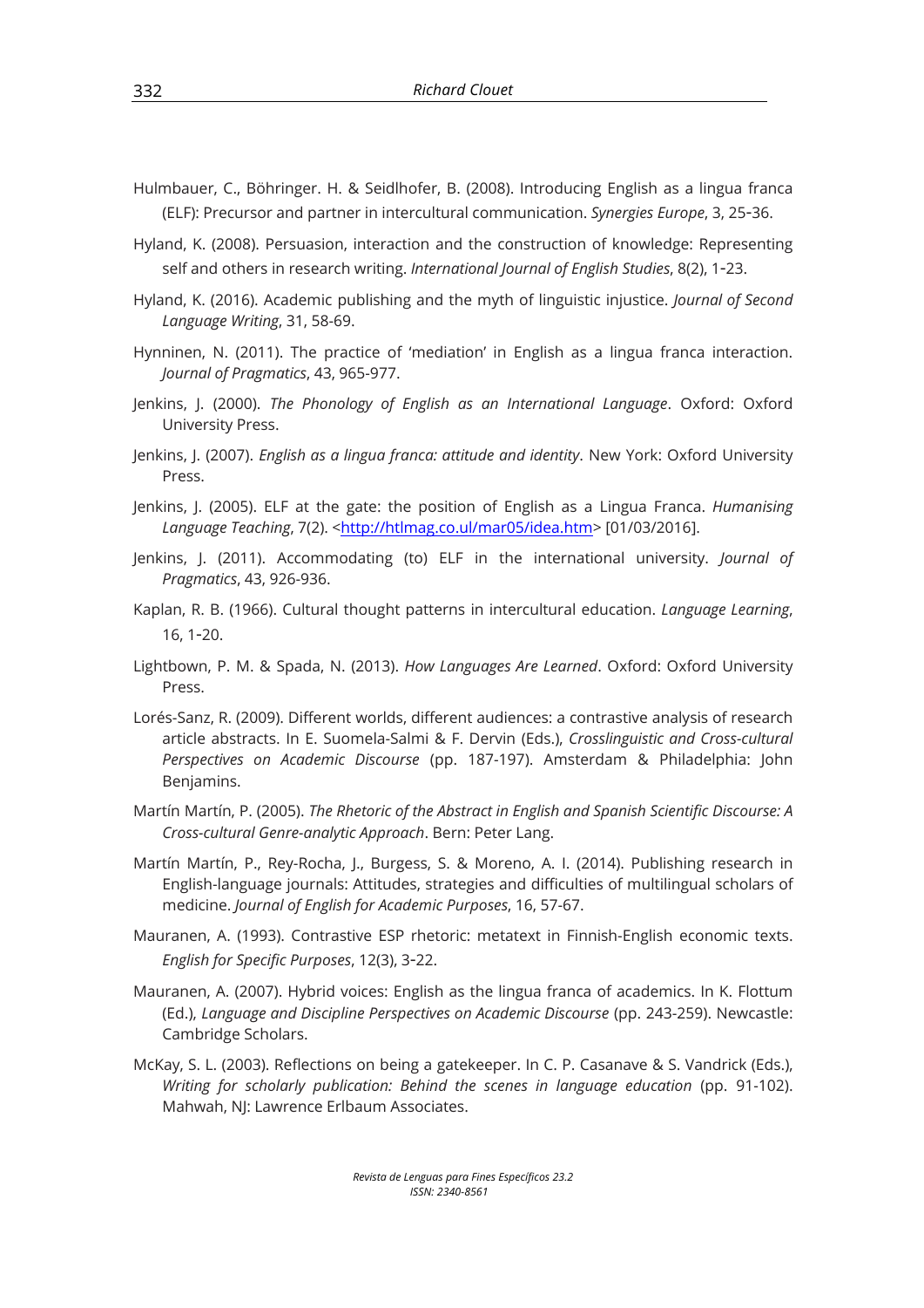Hulmbauer, C., Böhringer. H. & Seidlhofer, B. (2008). Introducing English as a lingua franca (ELF): Precursor and partner in intercultural communication. *Synergies Europe*, 3, 25‑36.

Hyland, K. (2008). Persuasion, interaction and the construction of knowledge: Representing self and others in research writing. *International Journal of English Studies*, 8(2), 1‑23.

Hyland, K. (2016). Academic publishing and the myth of linguistic injustice. *Journal of Second Language Writing*, 31, 58-69.

Hynninen, N. (2011). The practice of 'mediation' in English as a lingua franca interaction. *Journal of Pragmatics*, 43, 965-977.

Jenkins, J. (2000). *The Phonology of English as an International Language*. Oxford: Oxford University Press.

Jenkins, J. (2007). *English as a lingua franca: attitude and identity*. New York: Oxford University Press.

Jenkins, J. (2005). ELF at the gate: the position of English as a Lingua Franca. *Humanising Language Teaching*, 7(2). <http://htlmag.co.ul/mar05/idea.htm> [01/03/2016].

Jenkins, J. (2011). Accommodating (to) ELF in the international university. *Journal of Pragmatics*, 43, 926-936.

Kaplan, R. B. (1966). Cultural thought patterns in intercultural education. *Language Learning*, 16, 1‑20.

Lightbown, P. M. & Spada, N. (2013). *How Languages Are Learned*. Oxford: Oxford University Press.

Lorés-Sanz, R. (2009). Different worlds, different audiences: a contrastive analysis of research article abstracts. In E. Suomela-Salmi & F. Dervin (Eds.), *Crosslinguistic and Cross-cultural Perspectives on Academic Discourse* (pp. 187-197). Amsterdam & Philadelphia: John Benjamins.

Martín Martín, P. (2005). *The Rhetoric of the Abstract in English and Spanish Scientific Discourse: A Cross-cultural Genre-analytic Approach*. Bern: Peter Lang.

Martín Martín, P., Rey-Rocha, J., Burgess, S. & Moreno, A. I. (2014). Publishing research in English-language journals: Attitudes, strategies and difficulties of multilingual scholars of medicine. *Journal of English for Academic Purposes*, 16, 57-67.

Mauranen, A. (1993). Contrastive ESP rhetoric: metatext in Finnish-English economic texts. *English for Specific Purposes*, 12(3), 3‑22.

Mauranen, A. (2007). Hybrid voices: English as the lingua franca of academics. In K. Flottum (Ed.), *Language and Discipline Perspectives on Academic Discourse* (pp. 243-259). Newcastle: Cambridge Scholars.

McKay, S. L. (2003). Reflections on being a gatekeeper. In C. P. Casanave & S. Vandrick (Eds.), *Writing for scholarly publication: Behind the scenes in language education* (pp. 91-102). Mahwah, NJ: Lawrence Erlbaum Associates.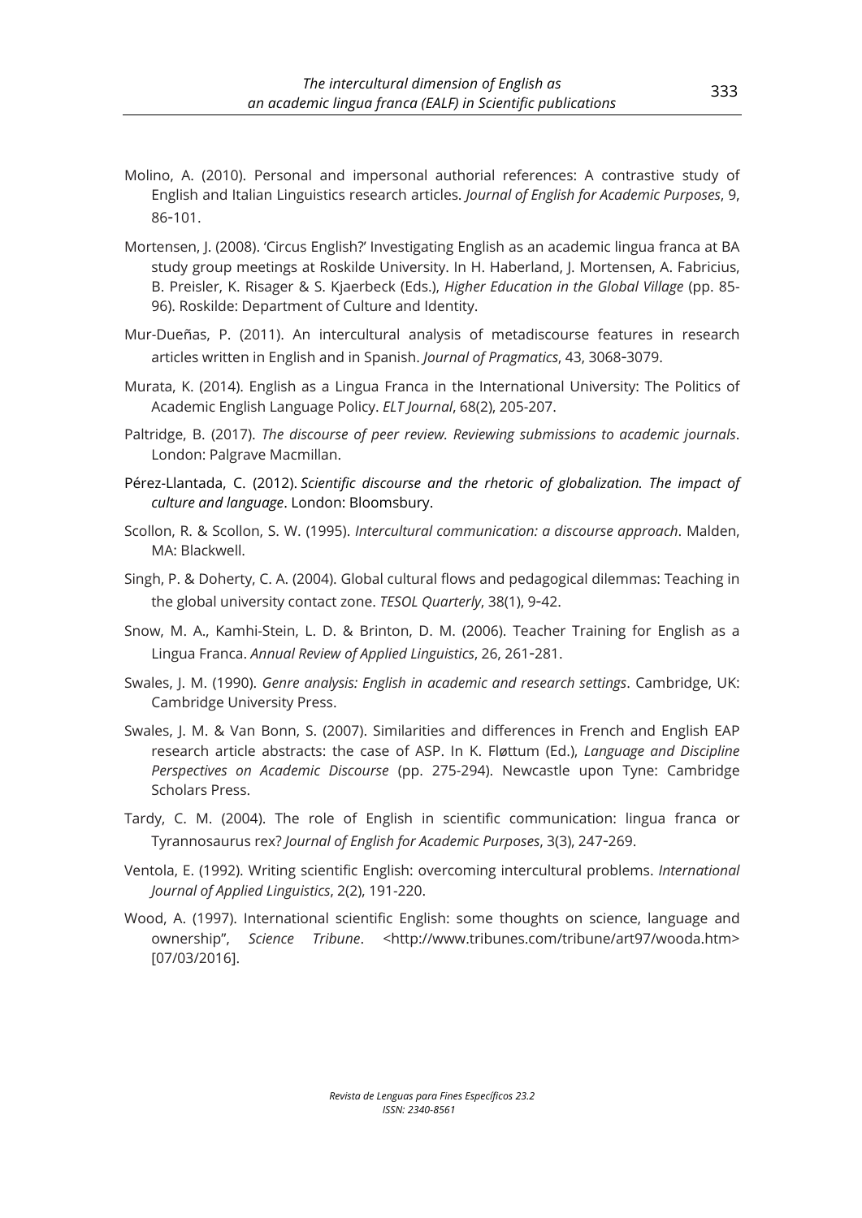Molino, A. (2010). Personal and impersonal authorial references: A contrastive study of English and Italian Linguistics research articles. *Journal of English for Academic Purposes*, 9, 86-101.

Mortensen, J. (2008). 'Circus English?' Investigating English as an academic lingua franca at BA study group meetings at Roskilde University. In H. Haberland, J. Mortensen, A. Fabricius, B. Preisler, K. Risager & S. Kjaerbeck (Eds.), *Higher Education in the Global Village* (pp. 85-96). Roskilde: Department of Culture and Identity.

Mur-Dueñas, P. (2011). An intercultural analysis of metadiscourse features in research articles written in English and in Spanish. *Journal of Pragmatics*, 43, 3068-3079.

Murata, K. (2014). English as a Lingua Franca in the International University: The Politics of Academic English Language Policy. *ELT Journal*, 68(2), 205-207.

Paltridge, B. (2017). *The discourse of peer review. Reviewing submissions to academic journals*. London: Palgrave Macmillan.

Pérez-Llantada, C. (2012). *Scientific discourse and the rhetoric of globalization. The impact of culture and language*. London: Bloomsbury.

Scollon, R. & Scollon, S. W. (1995). *Intercultural communication: a discourse approach*. Malden, MA: Blackwell.

Singh, P. & Doherty, C. A. (2004). Global cultural flows and pedagogical dilemmas: Teaching in the global university contact zone. *TESOL Quarterly*, 38(1), 9-42.

Snow, M. A., Kamhi-Stein, L. D. & Brinton, D. M. (2006). Teacher Training for English as a Lingua Franca. *Annual Review of Applied Linguistics*, 26, 261-281.

Swales, J. M. (1990). *Genre analysis: English in academic and research settings*. Cambridge, UK: Cambridge University Press.

Swales, J. M. & Van Bonn, S. (2007). Similarities and differences in French and English EAP research article abstracts: the case of ASP. In K. Fløttum (Ed.), *Language and Discipline Perspectives on Academic Discourse* (pp. 275-294). Newcastle upon Tyne: Cambridge Scholars Press.

Tardy, C. M. (2004). The role of English in scientific communication: lingua franca or Tyrannosaurus rex? *Journal of English for Academic Purposes*, 3(3), 247-269.

Ventola, E. (1992). Writing scientific English: overcoming intercultural problems. *International Journal of Applied Linguistics*, 2(2), 191-220.

Wood, A. (1997). International scientific English: some thoughts on science, language and ownership", *Science Tribune*. <http://www.tribunes.com/tribune/art97/wooda.htm> [07/03/2016].